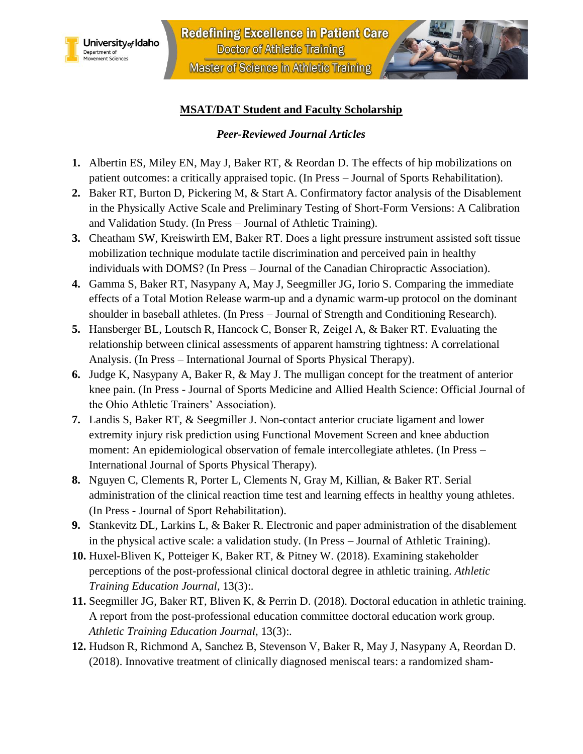# MSAT/DAT Student and Faculty Scholarship

## *Peer-Reviewed Journal Articles*

1. Albertin ES, Miley EN, May J, Baker RT, & Reordan D. The effects of hip mobilizations on patient outcomes: a critically appraised topic. (In Press – Journal of Sports Rehabilitation).
2. Baker RT, Burton D, Pickering M, & Start A. Confirmatory factor analysis of the Disablement in the Physically Active Scale and Preliminary Testing of Short-Form Versions: A Calibration and Validation Study. (In Press – Journal of Athletic Training).
3. Cheatham SW, Kreiswirth EM, Baker RT. Does a light pressure instrument assisted soft tissue mobilization technique modulate tactile discrimination and perceived pain in healthy individuals with DOMS? (In Press – Journal of the Canadian Chiropractic Association).
4. Gamma S, Baker RT, Nasypany A, May J, Seegmiller JG, Iorio S. Comparing the immediate effects of a Total Motion Release warm-up and a dynamic warm-up protocol on the dominant shoulder in baseball athletes. (In Press – Journal of Strength and Conditioning Research).
5. Hansberger BL, Loutsch R, Hancock C, Bonser R, Zeigel A, & Baker RT. Evaluating the relationship between clinical assessments of apparent hamstring tightness: A correlational Analysis. (In Press – International Journal of Sports Physical Therapy).
6. Judge K, Nasypany A, Baker R, & May J. The mulligan concept for the treatment of anterior knee pain. (In Press - Journal of Sports Medicine and Allied Health Science: Official Journal of the Ohio Athletic Trainers' Association).
7. Landis S, Baker RT, & Seegmiller J. Non-contact anterior cruciate ligament and lower extremity injury risk prediction using Functional Movement Screen and knee abduction moment: An epidemiological observation of female intercollegiate athletes. (In Press – International Journal of Sports Physical Therapy).
8. Nguyen C, Clements R, Porter L, Clements N, Gray M, Killian, & Baker RT. Serial administration of the clinical reaction time test and learning effects in healthy young athletes. (In Press - Journal of Sport Rehabilitation).
9. Stankevitz DL, Larkins L, & Baker R. Electronic and paper administration of the disablement in the physical active scale: a validation study. (In Press – Journal of Athletic Training).
10. Huxel-Bliven K, Potteiger K, Baker RT, & Pitney W. (2018). Examining stakeholder perceptions of the post-professional clinical doctoral degree in athletic training. *Athletic Training Education Journal*, 13(3):.
11. Seegmiller JG, Baker RT, Bliven K, & Perrin D. (2018). Doctoral education in athletic training. A report from the post-professional education committee doctoral education work group. *Athletic Training Education Journal*, 13(3):.
12. Hudson R, Richmond A, Sanchez B, Stevenson V, Baker R, May J, Nasypany A, Reordan D. (2018). Innovative treatment of clinically diagnosed meniscal tears: a randomized sham-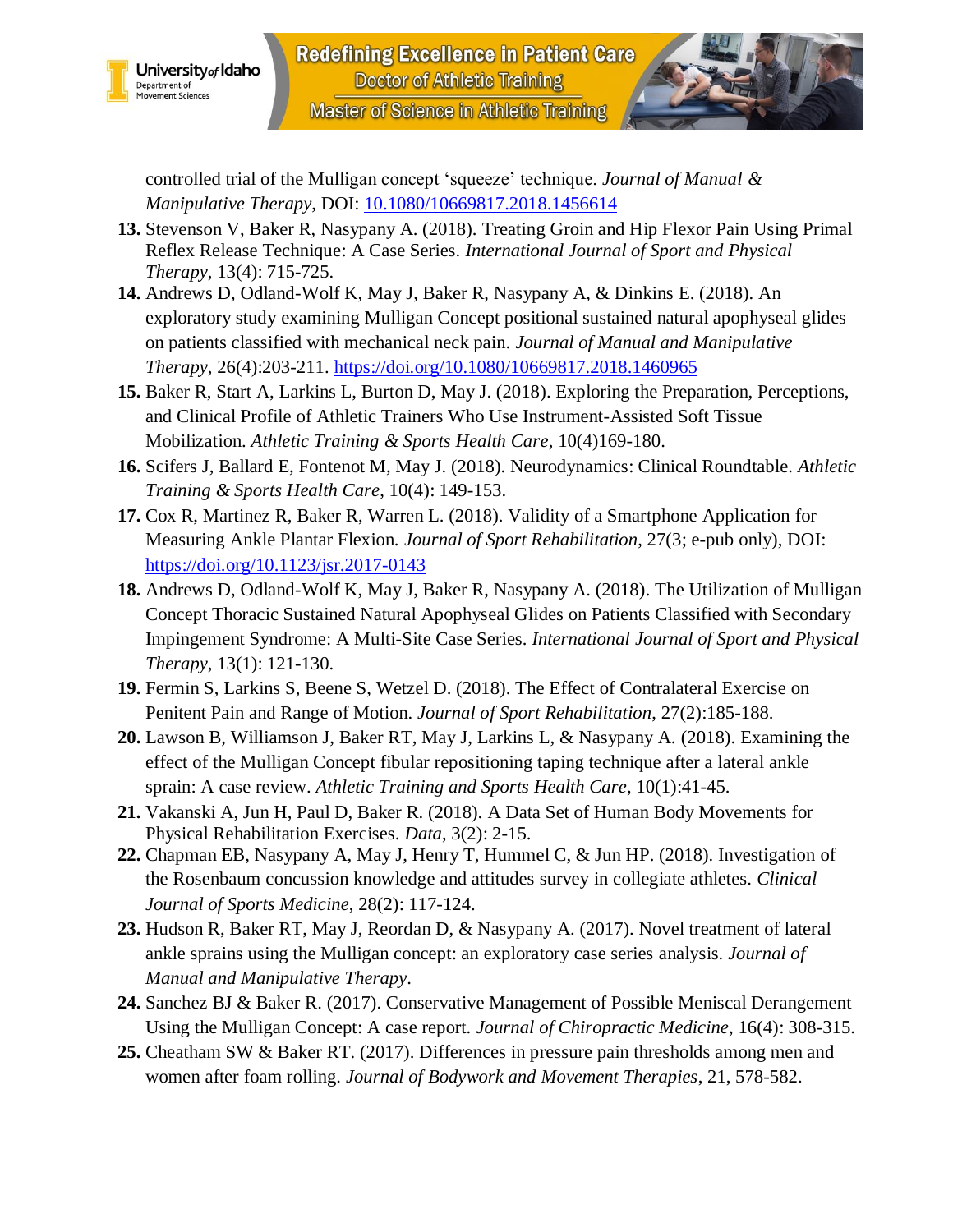controlled trial of the Mulligan concept 'squeeze' technique. *Journal of Manual & Manipulative Therapy*, DOI: 10.1080/10669817.2018.1456614

13. Stevenson V, Baker R, Nasypany A. (2018). Treating Groin and Hip Flexor Pain Using Primal Reflex Release Technique: A Case Series. *International Journal of Sport and Physical Therapy*, 13(4): 715-725.
14. Andrews D, Odland-Wolf K, May J, Baker R, Nasypany A, & Dinkins E. (2018). An exploratory study examining Mulligan Concept positional sustained natural apophyseal glides on patients classified with mechanical neck pain. *Journal of Manual and Manipulative Therapy*, 26(4):203-211. https://doi.org/10.1080/10669817.2018.1460965
15. Baker R, Start A, Larkins L, Burton D, May J. (2018). Exploring the Preparation, Perceptions, and Clinical Profile of Athletic Trainers Who Use Instrument-Assisted Soft Tissue Mobilization. *Athletic Training & Sports Health Care*, 10(4)169-180.
16. Scifers J, Ballard E, Fontenot M, May J. (2018). Neurodynamics: Clinical Roundtable. *Athletic Training & Sports Health Care*, 10(4): 149-153.
17. Cox R, Martinez R, Baker R, Warren L. (2018). Validity of a Smartphone Application for Measuring Ankle Plantar Flexion. *Journal of Sport Rehabilitation*, 27(3; e-pub only), DOI: https://doi.org/10.1123/jsr.2017-0143
18. Andrews D, Odland-Wolf K, May J, Baker R, Nasypany A. (2018). The Utilization of Mulligan Concept Thoracic Sustained Natural Apophyseal Glides on Patients Classified with Secondary Impingement Syndrome: A Multi-Site Case Series. *International Journal of Sport and Physical Therapy*, 13(1): 121-130.
19. Fermin S, Larkins S, Beene S, Wetzel D. (2018). The Effect of Contralateral Exercise on Penitent Pain and Range of Motion. *Journal of Sport Rehabilitation*, 27(2):185-188.
20. Lawson B, Williamson J, Baker RT, May J, Larkins L, & Nasypany A. (2018). Examining the effect of the Mulligan Concept fibular repositioning taping technique after a lateral ankle sprain: A case review. *Athletic Training and Sports Health Care*, 10(1):41-45.
21. Vakanski A, Jun H, Paul D, Baker R. (2018). A Data Set of Human Body Movements for Physical Rehabilitation Exercises. *Data*, 3(2): 2-15.
22. Chapman EB, Nasypany A, May J, Henry T, Hummel C, & Jun HP. (2018). Investigation of the Rosenbaum concussion knowledge and attitudes survey in collegiate athletes. *Clinical Journal of Sports Medicine*, 28(2): 117-124.
23. Hudson R, Baker RT, May J, Reordan D, & Nasypany A. (2017). Novel treatment of lateral ankle sprains using the Mulligan concept: an exploratory case series analysis. *Journal of Manual and Manipulative Therapy*.
24. Sanchez BJ & Baker R. (2017). Conservative Management of Possible Meniscal Derangement Using the Mulligan Concept: A case report. *Journal of Chiropractic Medicine*, 16(4): 308-315.
25. Cheatham SW & Baker RT. (2017). Differences in pressure pain thresholds among men and women after foam rolling. *Journal of Bodywork and Movement Therapies*, 21, 578-582.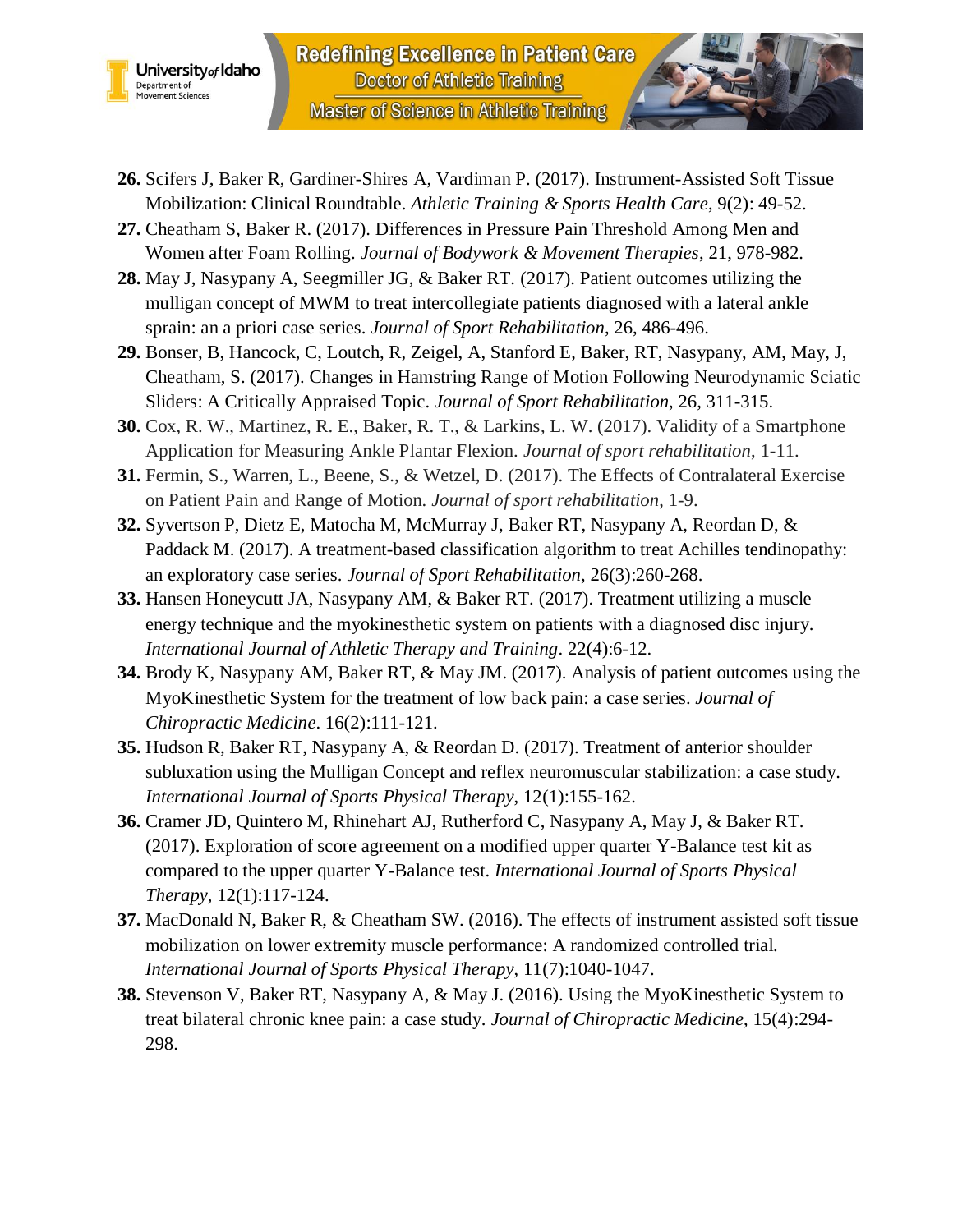26. Scifers J, Baker R, Gardiner-Shires A, Vardiman P. (2017). Instrument-Assisted Soft Tissue Mobilization: Clinical Roundtable. *Athletic Training & Sports Health Care*, 9(2): 49-52.
27. Cheatham S, Baker R. (2017). Differences in Pressure Pain Threshold Among Men and Women after Foam Rolling. *Journal of Bodywork & Movement Therapies*, 21, 978-982.
28. May J, Nasypany A, Seegmiller JG, & Baker RT. (2017). Patient outcomes utilizing the mulligan concept of MWM to treat intercollegiate patients diagnosed with a lateral ankle sprain: an a priori case series. *Journal of Sport Rehabilitation*, 26, 486-496.
29. Bonser, B, Hancock, C, Loutch, R, Zeigel, A, Stanford E, Baker, RT, Nasypany, AM, May, J, Cheatham, S. (2017). Changes in Hamstring Range of Motion Following Neurodynamic Sciatic Sliders: A Critically Appraised Topic. *Journal of Sport Rehabilitation*, 26, 311-315.
30. Cox, R. W., Martinez, R. E., Baker, R. T., & Larkins, L. W. (2017). Validity of a Smartphone Application for Measuring Ankle Plantar Flexion. *Journal of sport rehabilitation*, 1-11.
31. Fermin, S., Warren, L., Beene, S., & Wetzel, D. (2017). The Effects of Contralateral Exercise on Patient Pain and Range of Motion. *Journal of sport rehabilitation*, 1-9.
32. Syvertson P, Dietz E, Matocha M, McMurray J, Baker RT, Nasypany A, Reordan D, & Paddack M. (2017). A treatment-based classification algorithm to treat Achilles tendinopathy: an exploratory case series. *Journal of Sport Rehabilitation*, 26(3):260-268.
33. Hansen Honeycutt JA, Nasypany AM, & Baker RT. (2017). Treatment utilizing a muscle energy technique and the myokinesthetic system on patients with a diagnosed disc injury. *International Journal of Athletic Therapy and Training*. 22(4):6-12.
34. Brody K, Nasypany AM, Baker RT, & May JM. (2017). Analysis of patient outcomes using the MyoKinesthetic System for the treatment of low back pain: a case series. *Journal of Chiropractic Medicine*. 16(2):111-121.
35. Hudson R, Baker RT, Nasypany A, & Reordan D. (2017). Treatment of anterior shoulder subluxation using the Mulligan Concept and reflex neuromuscular stabilization: a case study. *International Journal of Sports Physical Therapy*, 12(1):155-162.
36. Cramer JD, Quintero M, Rhinehart AJ, Rutherford C, Nasypany A, May J, & Baker RT. (2017). Exploration of score agreement on a modified upper quarter Y-Balance test kit as compared to the upper quarter Y-Balance test. *International Journal of Sports Physical Therapy*, 12(1):117-124.
37. MacDonald N, Baker R, & Cheatham SW. (2016). The effects of instrument assisted soft tissue mobilization on lower extremity muscle performance: A randomized controlled trial. *International Journal of Sports Physical Therapy*, 11(7):1040-1047.
38. Stevenson V, Baker RT, Nasypany A, & May J. (2016). Using the MyoKinesthetic System to treat bilateral chronic knee pain: a case study. *Journal of Chiropractic Medicine*, 15(4):294-298.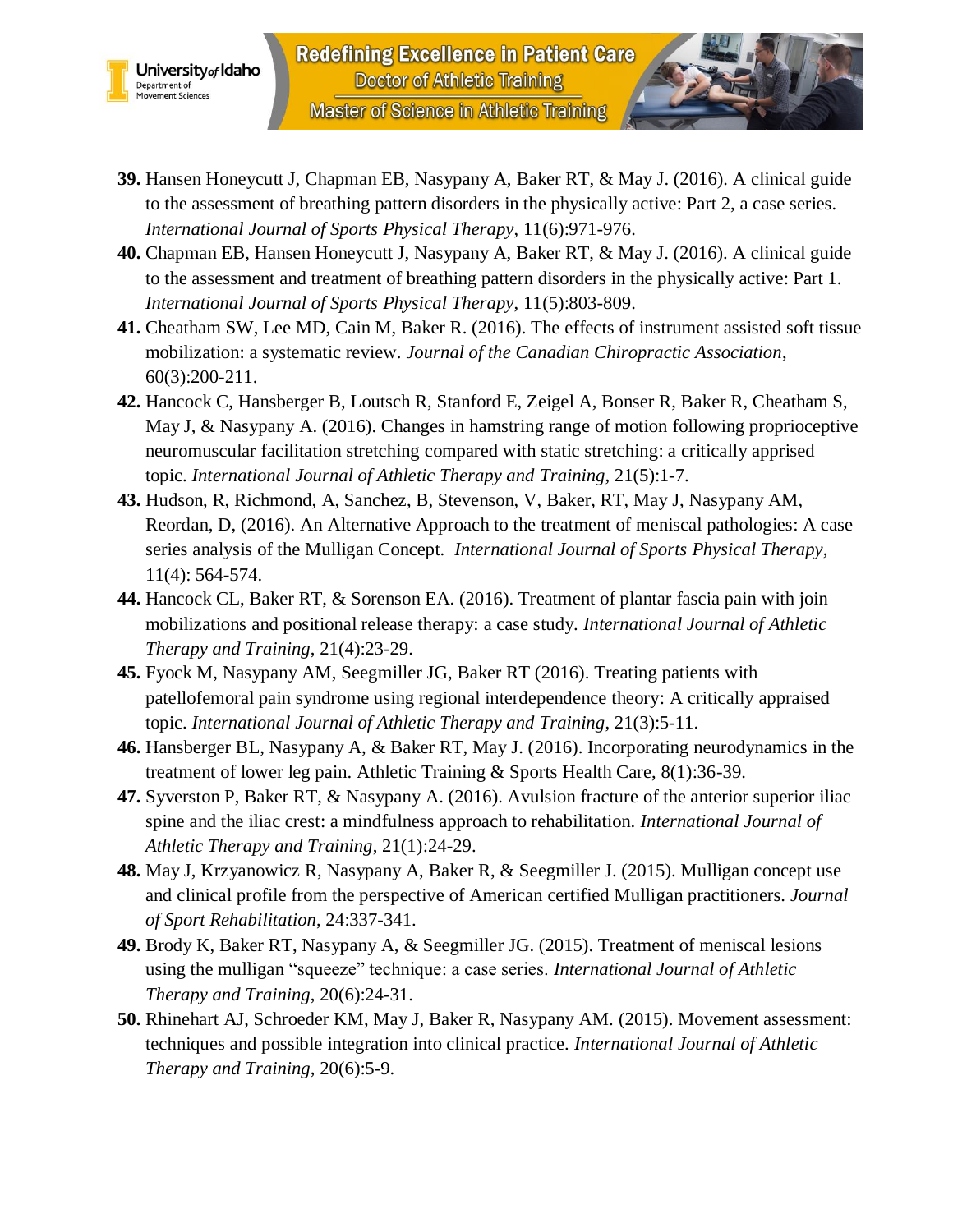39. Hansen Honeycutt J, Chapman EB, Nasypany A, Baker RT, & May J. (2016). A clinical guide to the assessment of breathing pattern disorders in the physically active: Part 2, a case series. *International Journal of Sports Physical Therapy*, 11(6):971-976.
40. Chapman EB, Hansen Honeycutt J, Nasypany A, Baker RT, & May J. (2016). A clinical guide to the assessment and treatment of breathing pattern disorders in the physically active: Part 1. *International Journal of Sports Physical Therapy*, 11(5):803-809.
41. Cheatham SW, Lee MD, Cain M, Baker R. (2016). The effects of instrument assisted soft tissue mobilization: a systematic review. *Journal of the Canadian Chiropractic Association*, 60(3):200-211.
42. Hancock C, Hansberger B, Loutsch R, Stanford E, Zeigel A, Bonser R, Baker R, Cheatham S, May J, & Nasypany A. (2016). Changes in hamstring range of motion following proprioceptive neuromuscular facilitation stretching compared with static stretching: a critically apprised topic. *International Journal of Athletic Therapy and Training*, 21(5):1-7.
43. Hudson, R, Richmond, A, Sanchez, B, Stevenson, V, Baker, RT, May J, Nasypany AM, Reordan, D, (2016). An Alternative Approach to the treatment of meniscal pathologies: A case series analysis of the Mulligan Concept. *International Journal of Sports Physical Therapy*, 11(4): 564-574.
44. Hancock CL, Baker RT, & Sorenson EA. (2016). Treatment of plantar fascia pain with join mobilizations and positional release therapy: a case study. *International Journal of Athletic Therapy and Training*, 21(4):23-29.
45. Fyock M, Nasypany AM, Seegmiller JG, Baker RT (2016). Treating patients with patellofemoral pain syndrome using regional interdependence theory: A critically appraised topic. *International Journal of Athletic Therapy and Training*, 21(3):5-11.
46. Hansberger BL, Nasypany A, & Baker RT, May J. (2016). Incorporating neurodynamics in the treatment of lower leg pain. Athletic Training & Sports Health Care, 8(1):36-39.
47. Syverston P, Baker RT, & Nasypany A. (2016). Avulsion fracture of the anterior superior iliac spine and the iliac crest: a mindfulness approach to rehabilitation. *International Journal of Athletic Therapy and Training*, 21(1):24-29.
48. May J, Krzyanowicz R, Nasypany A, Baker R, & Seegmiller J. (2015). Mulligan concept use and clinical profile from the perspective of American certified Mulligan practitioners. *Journal of Sport Rehabilitation*, 24:337-341.
49. Brody K, Baker RT, Nasypany A, & Seegmiller JG. (2015). Treatment of meniscal lesions using the mulligan "squeeze" technique: a case series. *International Journal of Athletic Therapy and Training*, 20(6):24-31.
50. Rhinehart AJ, Schroeder KM, May J, Baker R, Nasypany AM. (2015). Movement assessment: techniques and possible integration into clinical practice. *International Journal of Athletic Therapy and Training*, 20(6):5-9.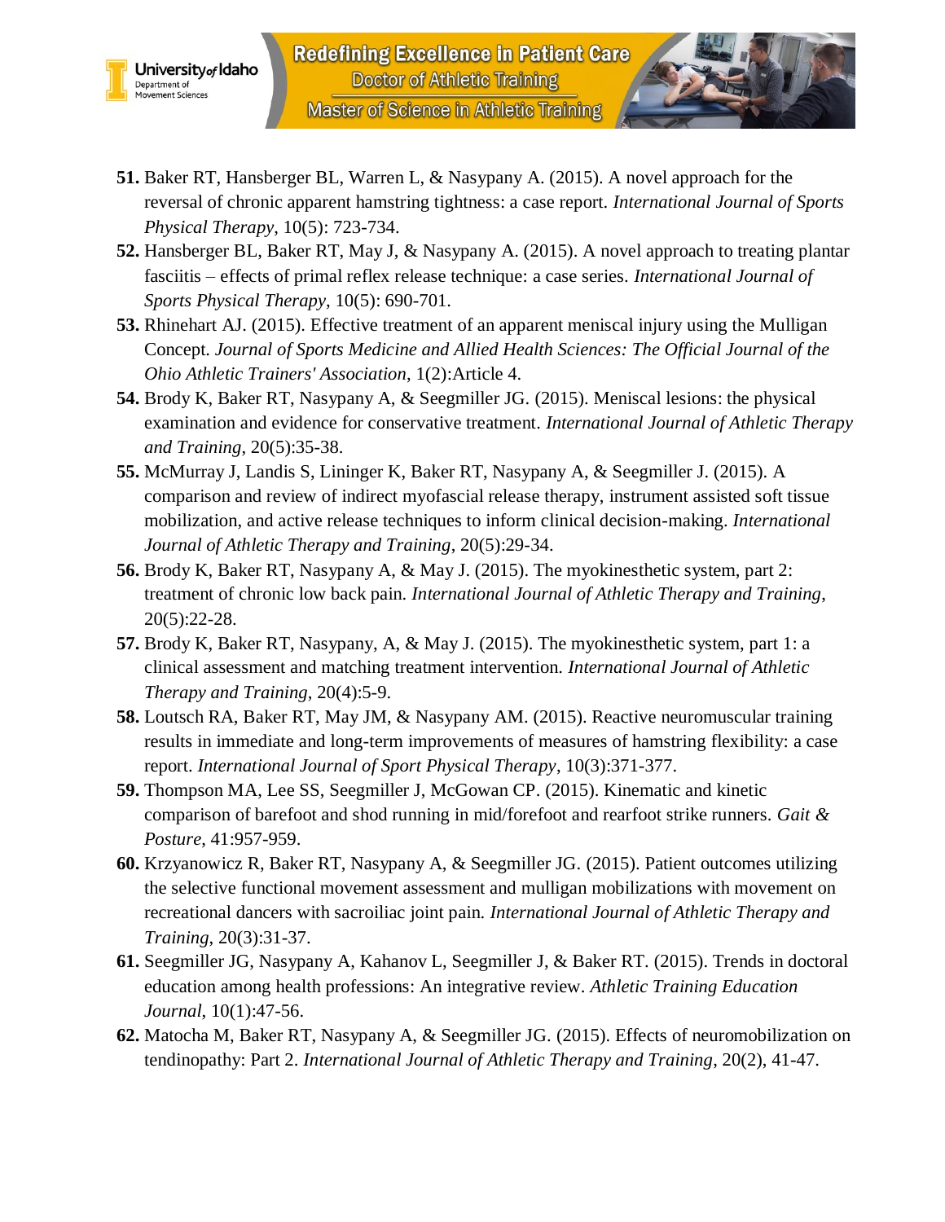51. **51.** Baker RT, Hansberger BL, Warren L, & Nasypany A. (2015). A novel approach for the reversal of chronic apparent hamstring tightness: a case report. *International Journal of Sports Physical Therapy*, 10(5): 723-734.
52. **52.** Hansberger BL, Baker RT, May J, & Nasypany A. (2015). A novel approach to treating plantar fasciitis – effects of primal reflex release technique: a case series. *International Journal of Sports Physical Therapy*, 10(5): 690-701.
53. **53.** Rhinehart AJ. (2015). Effective treatment of an apparent meniscal injury using the Mulligan Concept. *Journal of Sports Medicine and Allied Health Sciences: The Official Journal of the Ohio Athletic Trainers' Association*, 1(2):Article 4.
54. **54.** Brody K, Baker RT, Nasypany A, & Seegmiller JG. (2015). Meniscal lesions: the physical examination and evidence for conservative treatment. *International Journal of Athletic Therapy and Training*, 20(5):35-38.
55. **55.** McMurray J, Landis S, Lininger K, Baker RT, Nasypany A, & Seegmiller J. (2015). A comparison and review of indirect myofascial release therapy, instrument assisted soft tissue mobilization, and active release techniques to inform clinical decision-making. *International Journal of Athletic Therapy and Training*, 20(5):29-34.
56. **56.** Brody K, Baker RT, Nasypany A, & May J. (2015). The myokinesthetic system, part 2: treatment of chronic low back pain. *International Journal of Athletic Therapy and Training*, 20(5):22-28.
57. **57.** Brody K, Baker RT, Nasypany, A, & May J. (2015). The myokinesthetic system, part 1: a clinical assessment and matching treatment intervention. *International Journal of Athletic Therapy and Training*, 20(4):5-9.
58. **58.** Loutsch RA, Baker RT, May JM, & Nasypany AM. (2015). Reactive neuromuscular training results in immediate and long-term improvements of measures of hamstring flexibility: a case report. *International Journal of Sport Physical Therapy*, 10(3):371-377.
59. **59.** Thompson MA, Lee SS, Seegmiller J, McGowan CP. (2015). Kinematic and kinetic comparison of barefoot and shod running in mid/forefoot and rearfoot strike runners. *Gait & Posture*, 41:957-959.
60. **60.** Krzyanowicz R, Baker RT, Nasypany A, & Seegmiller JG. (2015). Patient outcomes utilizing the selective functional movement assessment and mulligan mobilizations with movement on recreational dancers with sacroiliac joint pain. *International Journal of Athletic Therapy and Training*, 20(3):31-37.
61. **61.** Seegmiller JG, Nasypany A, Kahanov L, Seegmiller J, & Baker RT. (2015). Trends in doctoral education among health professions: An integrative review. *Athletic Training Education Journal*, 10(1):47-56.
62. **62.** Matocha M, Baker RT, Nasypany A, & Seegmiller JG. (2015). Effects of neuromobilization on tendinopathy: Part 2. *International Journal of Athletic Therapy and Training*, 20(2), 41-47.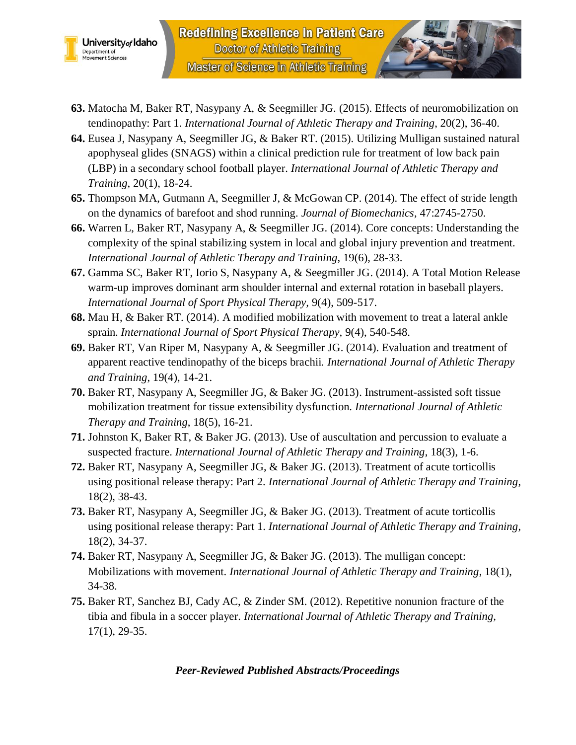63. Matocha M, Baker RT, Nasypany A, & Seegmiller JG. (2015). Effects of neuromobilization on tendinopathy: Part 1. *International Journal of Athletic Therapy and Training*, 20(2), 36-40.
64. Eusea J, Nasypany A, Seegmiller JG, & Baker RT. (2015). Utilizing Mulligan sustained natural apophyseal glides (SNAGS) within a clinical prediction rule for treatment of low back pain (LBP) in a secondary school football player. *International Journal of Athletic Therapy and Training*, 20(1), 18-24.
65. Thompson MA, Gutmann A, Seegmiller J, & McGowan CP. (2014). The effect of stride length on the dynamics of barefoot and shod running. *Journal of Biomechanics*, 47:2745-2750.
66. Warren L, Baker RT, Nasypany A, & Seegmiller JG. (2014). Core concepts: Understanding the complexity of the spinal stabilizing system in local and global injury prevention and treatment. *International Journal of Athletic Therapy and Training*, 19(6), 28-33.
67. Gamma SC, Baker RT, Iorio S, Nasypany A, & Seegmiller JG. (2014). A Total Motion Release warm-up improves dominant arm shoulder internal and external rotation in baseball players. *International Journal of Sport Physical Therapy*, 9(4), 509-517.
68. Mau H, & Baker RT. (2014). A modified mobilization with movement to treat a lateral ankle sprain. *International Journal of Sport Physical Therapy*, 9(4), 540-548.
69. Baker RT, Van Riper M, Nasypany A, & Seegmiller JG. (2014). Evaluation and treatment of apparent reactive tendinopathy of the biceps brachii. *International Journal of Athletic Therapy and Training*, 19(4), 14-21.
70. Baker RT, Nasypany A, Seegmiller JG, & Baker JG. (2013). Instrument-assisted soft tissue mobilization treatment for tissue extensibility dysfunction. *International Journal of Athletic Therapy and Training*, 18(5), 16-21.
71. Johnston K, Baker RT, & Baker JG. (2013). Use of auscultation and percussion to evaluate a suspected fracture. *International Journal of Athletic Therapy and Training*, 18(3), 1-6.
72. Baker RT, Nasypany A, Seegmiller JG, & Baker JG. (2013). Treatment of acute torticollis using positional release therapy: Part 2. *International Journal of Athletic Therapy and Training*, 18(2), 38-43.
73. Baker RT, Nasypany A, Seegmiller JG, & Baker JG. (2013). Treatment of acute torticollis using positional release therapy: Part 1. *International Journal of Athletic Therapy and Training*, 18(2), 34-37.
74. Baker RT, Nasypany A, Seegmiller JG, & Baker JG. (2013). The mulligan concept: Mobilizations with movement. *International Journal of Athletic Therapy and Training*, 18(1), 34-38.
75. Baker RT, Sanchez BJ, Cady AC, & Zinder SM. (2012). Repetitive nonunion fracture of the tibia and fibula in a soccer player. *International Journal of Athletic Therapy and Training*, 17(1), 29-35.

***Peer-Reviewed Published Abstracts/Proceedings***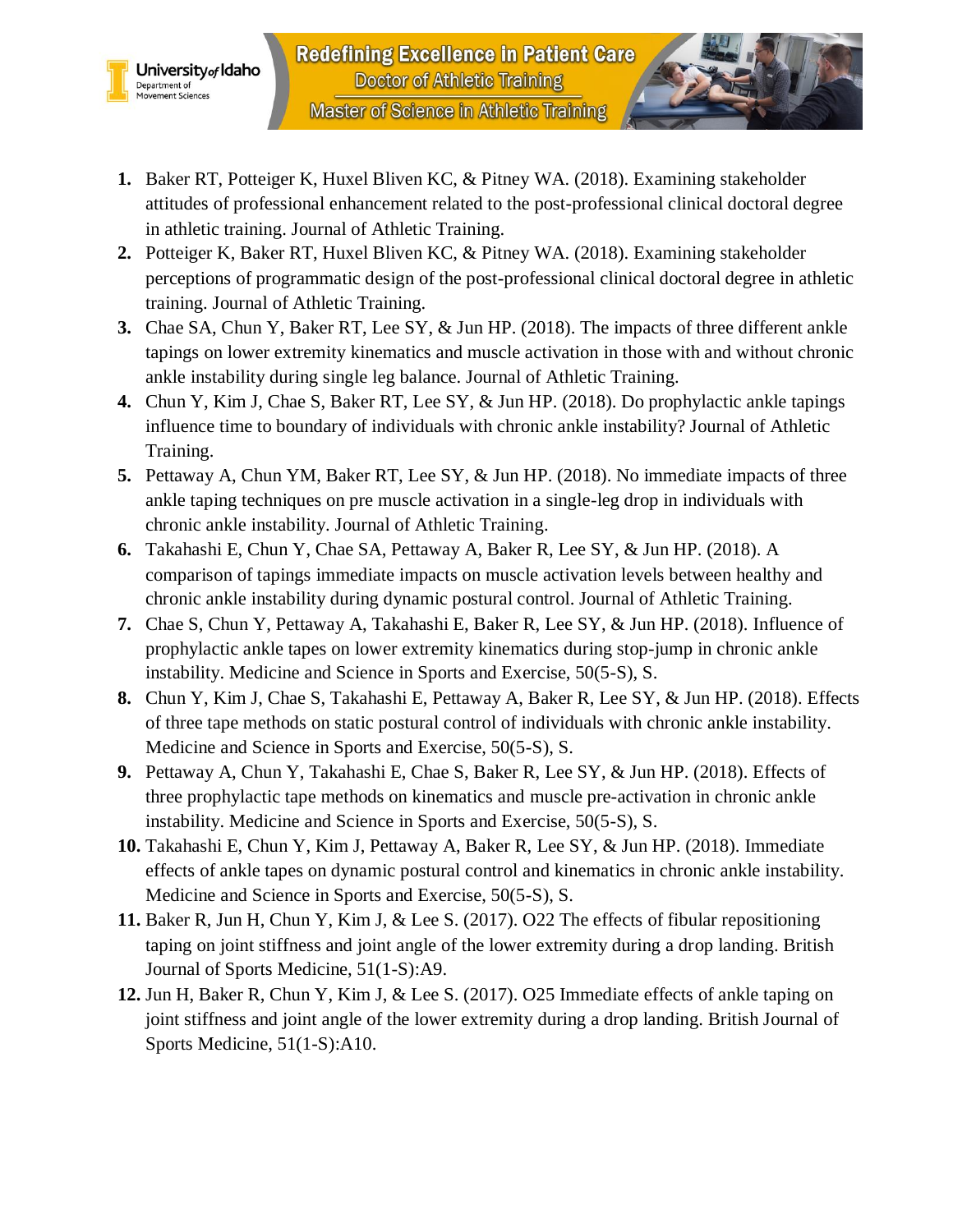1. Baker RT, Potteiger K, Huxel Bliven KC, & Pitney WA. (2018). Examining stakeholder attitudes of professional enhancement related to the post-professional clinical doctoral degree in athletic training. Journal of Athletic Training.
2. Potteiger K, Baker RT, Huxel Bliven KC, & Pitney WA. (2018). Examining stakeholder perceptions of programmatic design of the post-professional clinical doctoral degree in athletic training. Journal of Athletic Training.
3. Chae SA, Chun Y, Baker RT, Lee SY, & Jun HP. (2018). The impacts of three different ankle tapings on lower extremity kinematics and muscle activation in those with and without chronic ankle instability during single leg balance. Journal of Athletic Training.
4. Chun Y, Kim J, Chae S, Baker RT, Lee SY, & Jun HP. (2018). Do prophylactic ankle tapings influence time to boundary of individuals with chronic ankle instability? Journal of Athletic Training.
5. Pettaway A, Chun YM, Baker RT, Lee SY, & Jun HP. (2018). No immediate impacts of three ankle taping techniques on pre muscle activation in a single-leg drop in individuals with chronic ankle instability. Journal of Athletic Training.
6. Takahashi E, Chun Y, Chae SA, Pettaway A, Baker R, Lee SY, & Jun HP. (2018). A comparison of tapings immediate impacts on muscle activation levels between healthy and chronic ankle instability during dynamic postural control. Journal of Athletic Training.
7. Chae S, Chun Y, Pettaway A, Takahashi E, Baker R, Lee SY, & Jun HP. (2018). Influence of prophylactic ankle tapes on lower extremity kinematics during stop-jump in chronic ankle instability. Medicine and Science in Sports and Exercise, 50(5-S), S.
8. Chun Y, Kim J, Chae S, Takahashi E, Pettaway A, Baker R, Lee SY, & Jun HP. (2018). Effects of three tape methods on static postural control of individuals with chronic ankle instability. Medicine and Science in Sports and Exercise, 50(5-S), S.
9. Pettaway A, Chun Y, Takahashi E, Chae S, Baker R, Lee SY, & Jun HP. (2018). Effects of three prophylactic tape methods on kinematics and muscle pre-activation in chronic ankle instability. Medicine and Science in Sports and Exercise, 50(5-S), S.
10. Takahashi E, Chun Y, Kim J, Pettaway A, Baker R, Lee SY, & Jun HP. (2018). Immediate effects of ankle tapes on dynamic postural control and kinematics in chronic ankle instability. Medicine and Science in Sports and Exercise, 50(5-S), S.
11. Baker R, Jun H, Chun Y, Kim J, & Lee S. (2017). O22 The effects of fibular repositioning taping on joint stiffness and joint angle of the lower extremity during a drop landing. British Journal of Sports Medicine, 51(1-S):A9.
12. Jun H, Baker R, Chun Y, Kim J, & Lee S. (2017). O25 Immediate effects of ankle taping on joint stiffness and joint angle of the lower extremity during a drop landing. British Journal of Sports Medicine, 51(1-S):A10.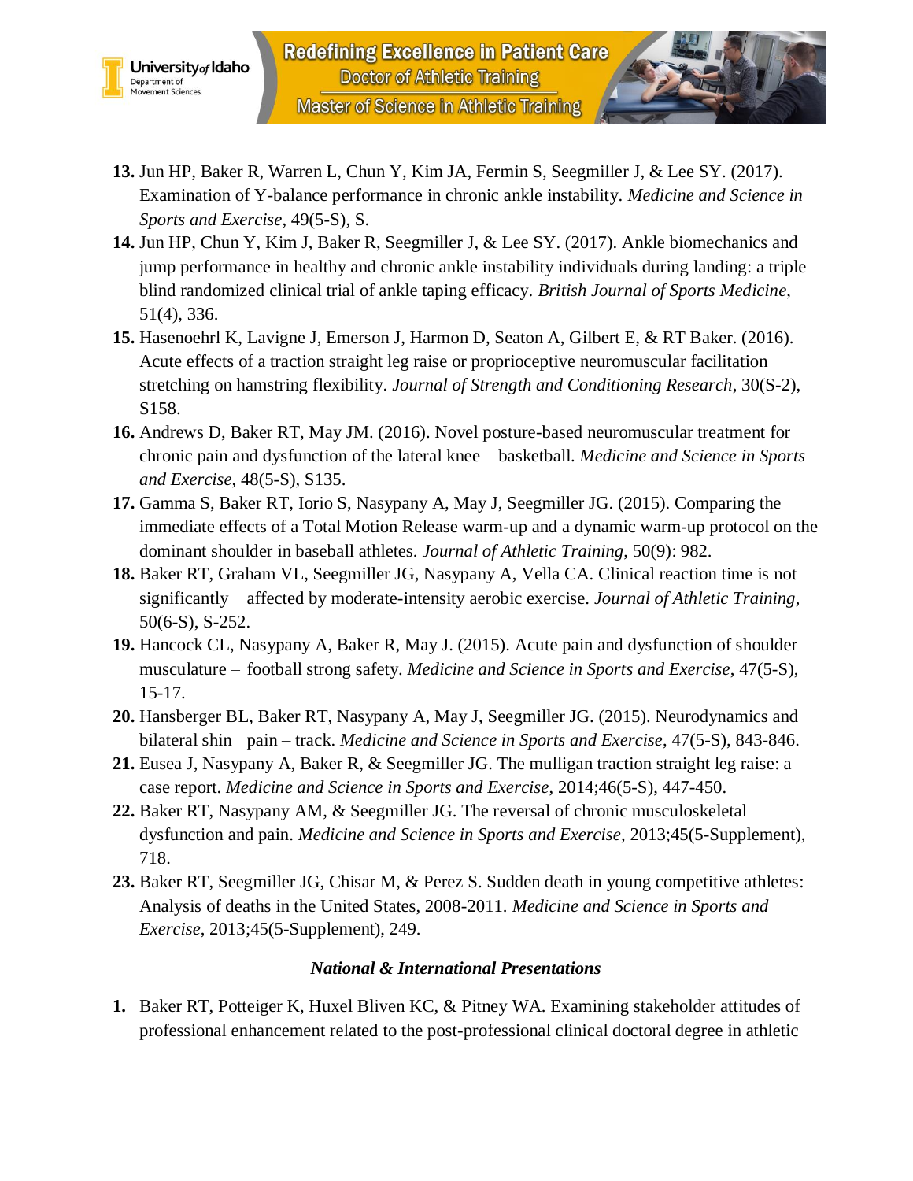13. Jun HP, Baker R, Warren L, Chun Y, Kim JA, Fermin S, Seegmiller J, & Lee SY. (2017). Examination of Y-balance performance in chronic ankle instability. *Medicine and Science in Sports and Exercise*, 49(5-S), S.
14. Jun HP, Chun Y, Kim J, Baker R, Seegmiller J, & Lee SY. (2017). Ankle biomechanics and jump performance in healthy and chronic ankle instability individuals during landing: a triple blind randomized clinical trial of ankle taping efficacy. *British Journal of Sports Medicine*, 51(4), 336.
15. Hasenoehrl K, Lavigne J, Emerson J, Harmon D, Seaton A, Gilbert E, & RT Baker. (2016). Acute effects of a traction straight leg raise or proprioceptive neuromuscular facilitation stretching on hamstring flexibility. *Journal of Strength and Conditioning Research*, 30(S-2), S158.
16. Andrews D, Baker RT, May JM. (2016). Novel posture-based neuromuscular treatment for chronic pain and dysfunction of the lateral knee – basketball. *Medicine and Science in Sports and Exercise*, 48(5-S), S135.
17. Gamma S, Baker RT, Iorio S, Nasypany A, May J, Seegmiller JG. (2015). Comparing the immediate effects of a Total Motion Release warm-up and a dynamic warm-up protocol on the dominant shoulder in baseball athletes. *Journal of Athletic Training*, 50(9): 982.
18. Baker RT, Graham VL, Seegmiller JG, Nasypany A, Vella CA. Clinical reaction time is not significantly affected by moderate-intensity aerobic exercise. *Journal of Athletic Training*, 50(6-S), S-252.
19. Hancock CL, Nasypany A, Baker R, May J. (2015). Acute pain and dysfunction of shoulder musculature – football strong safety. *Medicine and Science in Sports and Exercise*, 47(5-S), 15-17.
20. Hansberger BL, Baker RT, Nasypany A, May J, Seegmiller JG. (2015). Neurodynamics and bilateral shin pain – track. *Medicine and Science in Sports and Exercise*, 47(5-S), 843-846.
21. Eusea J, Nasypany A, Baker R, & Seegmiller JG. The mulligan traction straight leg raise: a case report. *Medicine and Science in Sports and Exercise*, 2014;46(5-S), 447-450.
22. Baker RT, Nasypany AM, & Seegmiller JG. The reversal of chronic musculoskeletal dysfunction and pain. *Medicine and Science in Sports and Exercise*, 2013;45(5-Supplement), 718.
23. Baker RT, Seegmiller JG, Chisar M, & Perez S. Sudden death in young competitive athletes: Analysis of deaths in the United States, 2008-2011. *Medicine and Science in Sports and Exercise*, 2013;45(5-Supplement), 249.

### *National & International Presentations*

1. Baker RT, Potteiger K, Huxel Bliven KC, & Pitney WA. Examining stakeholder attitudes of professional enhancement related to the post-professional clinical doctoral degree in athletic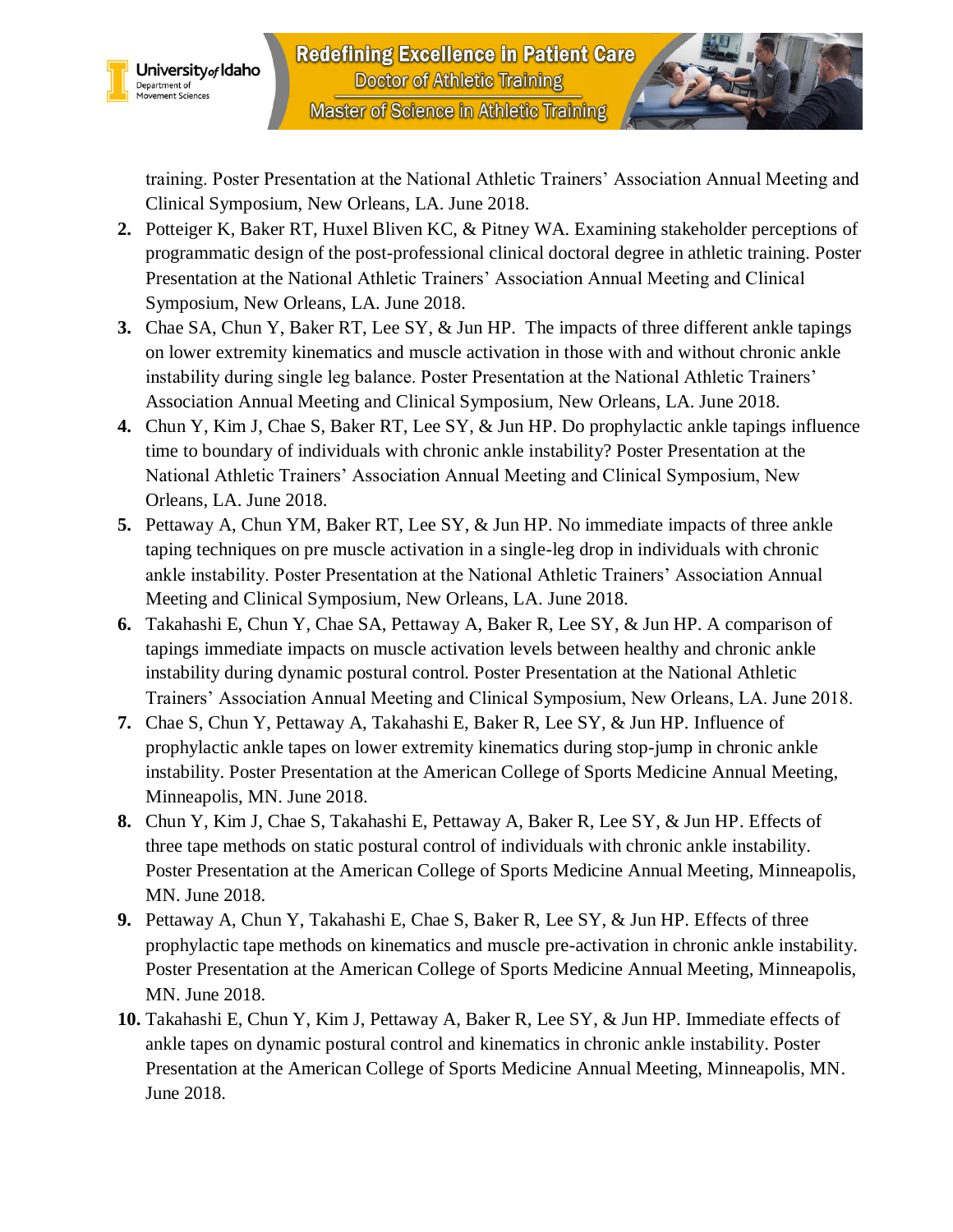training. Poster Presentation at the National Athletic Trainers' Association Annual Meeting and Clinical Symposium, New Orleans, LA. June 2018.

2. Potteiger K, Baker RT, Huxel Bliven KC, & Pitney WA. Examining stakeholder perceptions of programmatic design of the post-professional clinical doctoral degree in athletic training. Poster Presentation at the National Athletic Trainers' Association Annual Meeting and Clinical Symposium, New Orleans, LA. June 2018.
3. Chae SA, Chun Y, Baker RT, Lee SY, & Jun HP. The impacts of three different ankle tapings on lower extremity kinematics and muscle activation in those with and without chronic ankle instability during single leg balance. Poster Presentation at the National Athletic Trainers' Association Annual Meeting and Clinical Symposium, New Orleans, LA. June 2018.
4. Chun Y, Kim J, Chae S, Baker RT, Lee SY, & Jun HP. Do prophylactic ankle tapings influence time to boundary of individuals with chronic ankle instability? Poster Presentation at the National Athletic Trainers' Association Annual Meeting and Clinical Symposium, New Orleans, LA. June 2018.
5. Pettaway A, Chun YM, Baker RT, Lee SY, & Jun HP. No immediate impacts of three ankle taping techniques on pre muscle activation in a single-leg drop in individuals with chronic ankle instability. Poster Presentation at the National Athletic Trainers' Association Annual Meeting and Clinical Symposium, New Orleans, LA. June 2018.
6. Takahashi E, Chun Y, Chae SA, Pettaway A, Baker R, Lee SY, & Jun HP. A comparison of tapings immediate impacts on muscle activation levels between healthy and chronic ankle instability during dynamic postural control. Poster Presentation at the National Athletic Trainers' Association Annual Meeting and Clinical Symposium, New Orleans, LA. June 2018.
7. Chae S, Chun Y, Pettaway A, Takahashi E, Baker R, Lee SY, & Jun HP. Influence of prophylactic ankle tapes on lower extremity kinematics during stop-jump in chronic ankle instability. Poster Presentation at the American College of Sports Medicine Annual Meeting, Minneapolis, MN. June 2018.
8. Chun Y, Kim J, Chae S, Takahashi E, Pettaway A, Baker R, Lee SY, & Jun HP. Effects of three tape methods on static postural control of individuals with chronic ankle instability. Poster Presentation at the American College of Sports Medicine Annual Meeting, Minneapolis, MN. June 2018.
9. Pettaway A, Chun Y, Takahashi E, Chae S, Baker R, Lee SY, & Jun HP. Effects of three prophylactic tape methods on kinematics and muscle pre-activation in chronic ankle instability. Poster Presentation at the American College of Sports Medicine Annual Meeting, Minneapolis, MN. June 2018.
10. Takahashi E, Chun Y, Kim J, Pettaway A, Baker R, Lee SY, & Jun HP. Immediate effects of ankle tapes on dynamic postural control and kinematics in chronic ankle instability. Poster Presentation at the American College of Sports Medicine Annual Meeting, Minneapolis, MN. June 2018.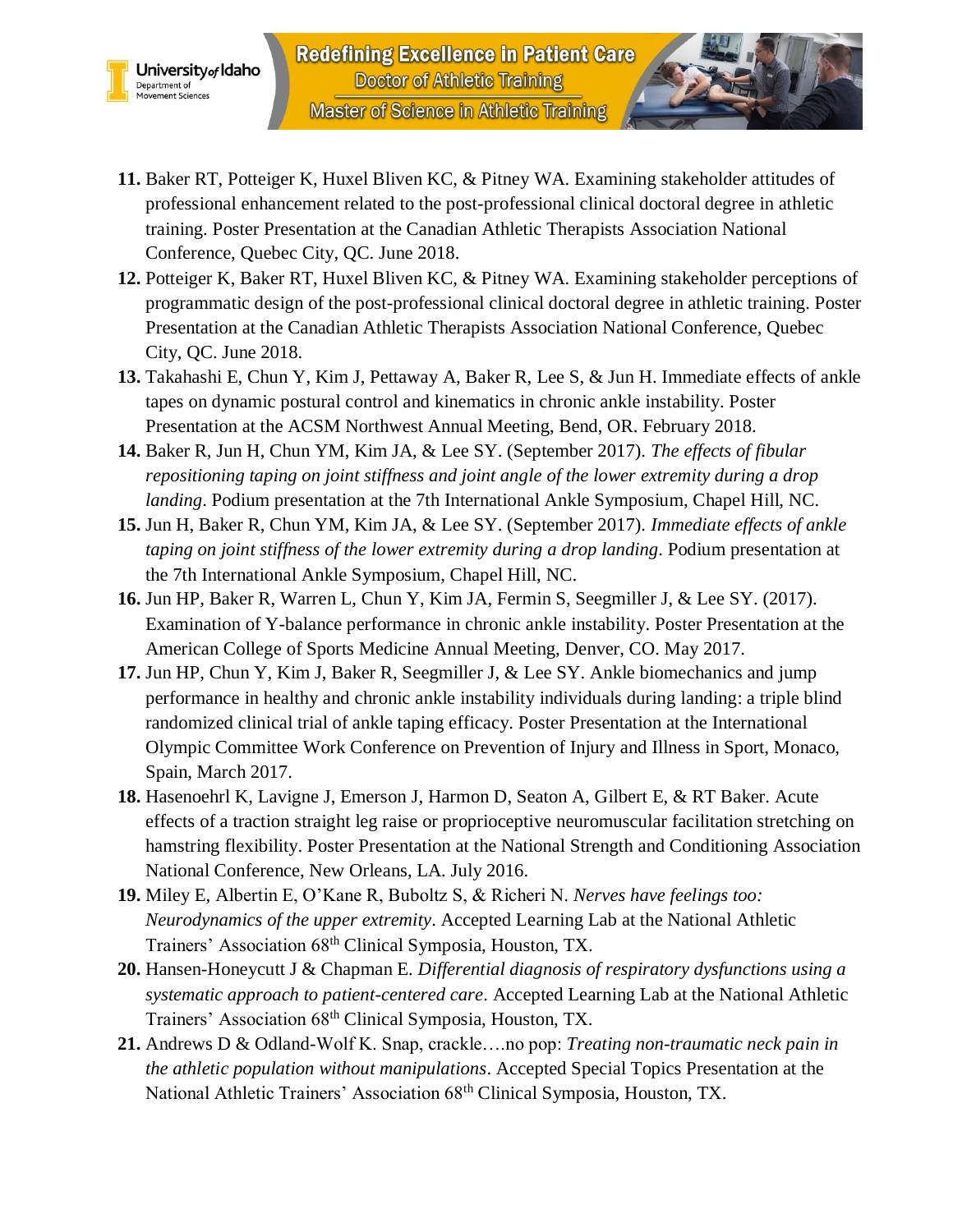11. **Baker RT**, Potteiger K, Huxel Bliven KC, & Pitney WA. Examining stakeholder attitudes of professional enhancement related to the post-professional clinical doctoral degree in athletic training. Poster Presentation at the Canadian Athletic Therapists Association National Conference, Quebec City, QC. June 2018.
12. Potteiger K, **Baker RT**, Huxel Bliven KC, & Pitney WA. Examining stakeholder perceptions of programmatic design of the post-professional clinical doctoral degree in athletic training. Poster Presentation at the Canadian Athletic Therapists Association National Conference, Quebec City, QC. June 2018.
13. Takahashi E, Chun Y, Kim J, Pettaway A, **Baker R**, Lee S, & Jun H. Immediate effects of ankle tapes on dynamic postural control and kinematics in chronic ankle instability. Poster Presentation at the ACSM Northwest Annual Meeting, Bend, OR. February 2018.
14. **Baker R**, Jun H, Chun YM, Kim JA, & Lee SY. (September 2017). *The effects of fibular repositioning taping on joint stiffness and joint angle of the lower extremity during a drop landing*. Podium presentation at the 7th International Ankle Symposium, Chapel Hill, NC.
15. Jun H, **Baker R**, Chun YM, Kim JA, & Lee SY. (September 2017). *Immediate effects of ankle taping on joint stiffness of the lower extremity during a drop landing*. Podium presentation at the 7th International Ankle Symposium, Chapel Hill, NC.
16. Jun HP, **Baker R**, Warren L, Chun Y, Kim JA, Fermin S, Seegmiller J, & Lee SY. (2017). Examination of Y-balance performance in chronic ankle instability. Poster Presentation at the American College of Sports Medicine Annual Meeting, Denver, CO. May 2017.
17. Jun HP, Chun Y, Kim J, **Baker R**, Seegmiller J, & Lee SY. Ankle biomechanics and jump performance in healthy and chronic ankle instability individuals during landing: a triple blind randomized clinical trial of ankle taping efficacy. Poster Presentation at the International Olympic Committee Work Conference on Prevention of Injury and Illness in Sport, Monaco, Spain, March 2017.
18. Hasenoehrl K, Lavigne J, Emerson J, Harmon D, Seaton A, Gilbert E, & **RT Baker**. Acute effects of a traction straight leg raise or proprioceptive neuromuscular facilitation stretching on hamstring flexibility. Poster Presentation at the National Strength and Conditioning Association National Conference, New Orleans, LA. July 2016.
19. Miley E, Albertin E, O'Kane R, Buboltz S, & Richeri N. *Nerves have feelings too: Neurodynamics of the upper extremity*. Accepted Learning Lab at the National Athletic Trainers' Association 68th Clinical Symposia, Houston, TX.
20. Hansen-Honeycutt J & Chapman E. *Differential diagnosis of respiratory dysfunctions using a systematic approach to patient-centered care*. Accepted Learning Lab at the National Athletic Trainers' Association 68th Clinical Symposia, Houston, TX.
21. Andrews D & Odland-Wolf K. Snap, crackle….no pop: *Treating non-traumatic neck pain in the athletic population without manipulations*. Accepted Special Topics Presentation at the National Athletic Trainers' Association 68th Clinical Symposia, Houston, TX.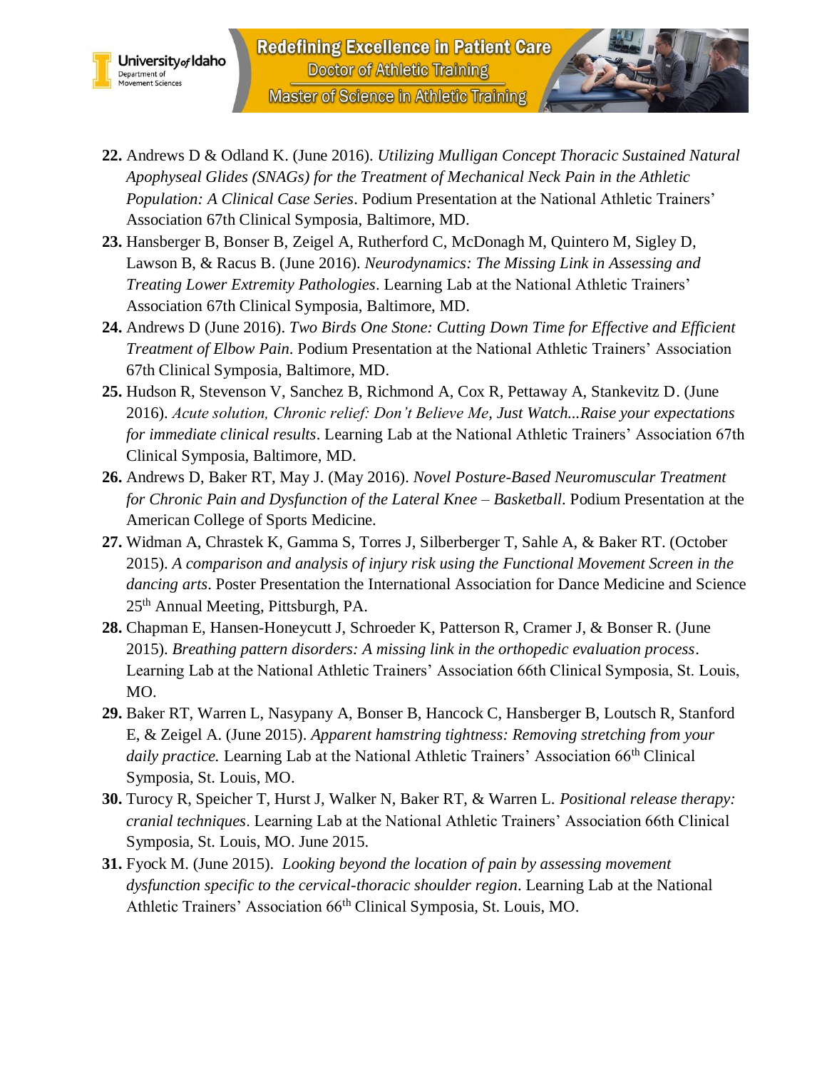22. Andrews D & Odland K. (June 2016). *Utilizing Mulligan Concept Thoracic Sustained Natural Apophyseal Glides (SNAGs) for the Treatment of Mechanical Neck Pain in the Athletic Population: A Clinical Case Series*. Podium Presentation at the National Athletic Trainers' Association 67th Clinical Symposia, Baltimore, MD.
23. Hansberger B, Bonser B, Zeigel A, Rutherford C, McDonagh M, Quintero M, Sigley D, Lawson B, & Racus B. (June 2016). *Neurodynamics: The Missing Link in Assessing and Treating Lower Extremity Pathologies*. Learning Lab at the National Athletic Trainers' Association 67th Clinical Symposia, Baltimore, MD.
24. Andrews D (June 2016). *Two Birds One Stone: Cutting Down Time for Effective and Efficient Treatment of Elbow Pain.* Podium Presentation at the National Athletic Trainers' Association 67th Clinical Symposia, Baltimore, MD.
25. Hudson R, Stevenson V, Sanchez B, Richmond A, Cox R, Pettaway A, Stankevitz D. (June 2016). *Acute solution, Chronic relief: Don't Believe Me, Just Watch...Raise your expectations for immediate clinical results*. Learning Lab at the National Athletic Trainers' Association 67th Clinical Symposia, Baltimore, MD.
26. Andrews D, Baker RT, May J. (May 2016). *Novel Posture-Based Neuromuscular Treatment for Chronic Pain and Dysfunction of the Lateral Knee – Basketball*. Podium Presentation at the American College of Sports Medicine.
27. Widman A, Chrastek K, Gamma S, Torres J, Silberberger T, Sahle A, & Baker RT. (October 2015). *A comparison and analysis of injury risk using the Functional Movement Screen in the dancing arts*. Poster Presentation the International Association for Dance Medicine and Science 25th Annual Meeting, Pittsburgh, PA.
28. Chapman E, Hansen-Honeycutt J, Schroeder K, Patterson R, Cramer J, & Bonser R. (June 2015). *Breathing pattern disorders: A missing link in the orthopedic evaluation process*. Learning Lab at the National Athletic Trainers' Association 66th Clinical Symposia, St. Louis, MO.
29. Baker RT, Warren L, Nasypany A, Bonser B, Hancock C, Hansberger B, Loutsch R, Stanford E, & Zeigel A. (June 2015). *Apparent hamstring tightness: Removing stretching from your daily practice.* Learning Lab at the National Athletic Trainers' Association 66th Clinical Symposia, St. Louis, MO.
30. Turocy R, Speicher T, Hurst J, Walker N, Baker RT, & Warren L. *Positional release therapy: cranial techniques*. Learning Lab at the National Athletic Trainers' Association 66th Clinical Symposia, St. Louis, MO. June 2015.
31. Fyock M. (June 2015). *Looking beyond the location of pain by assessing movement dysfunction specific to the cervical-thoracic shoulder region*. Learning Lab at the National Athletic Trainers' Association 66th Clinical Symposia, St. Louis, MO.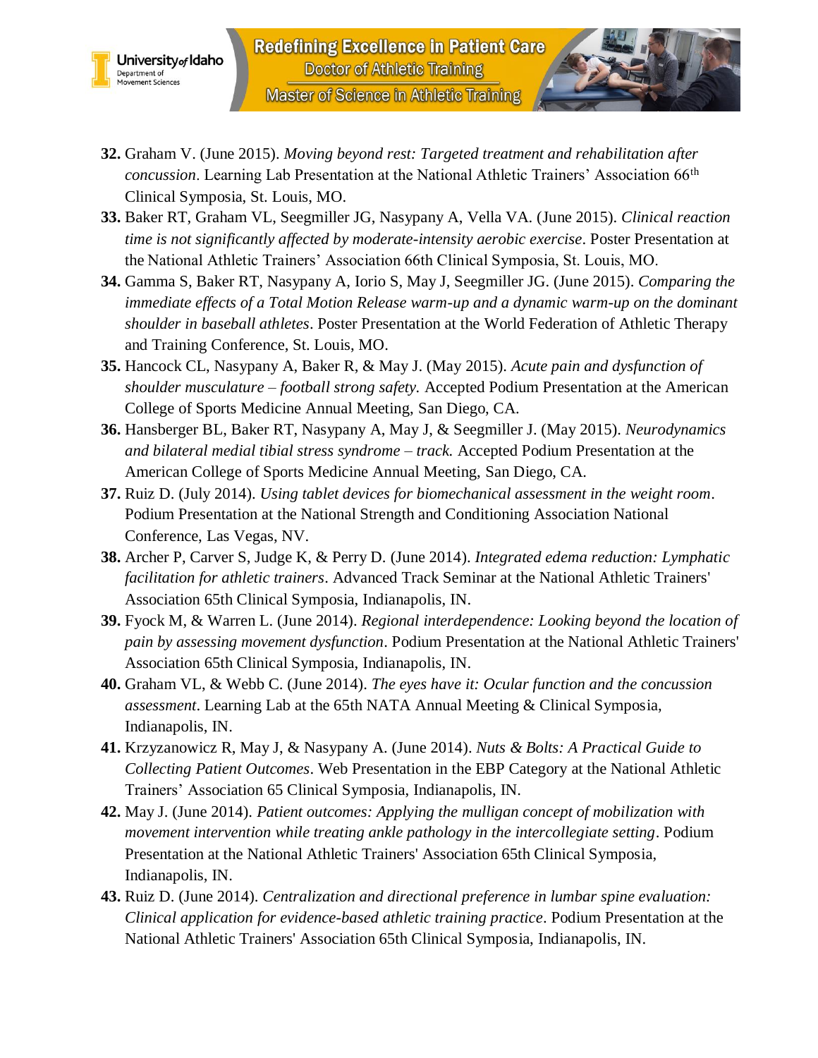32. Graham V. (June 2015). *Moving beyond rest: Targeted treatment and rehabilitation after concussion*. Learning Lab Presentation at the National Athletic Trainers' Association 66th Clinical Symposia, St. Louis, MO.
33. Baker RT, Graham VL, Seegmiller JG, Nasypany A, Vella VA. (June 2015). *Clinical reaction time is not significantly affected by moderate-intensity aerobic exercise*. Poster Presentation at the National Athletic Trainers' Association 66th Clinical Symposia, St. Louis, MO.
34. Gamma S, Baker RT, Nasypany A, Iorio S, May J, Seegmiller JG. (June 2015). *Comparing the immediate effects of a Total Motion Release warm-up and a dynamic warm-up on the dominant shoulder in baseball athletes*. Poster Presentation at the World Federation of Athletic Therapy and Training Conference, St. Louis, MO.
35. Hancock CL, Nasypany A, Baker R, & May J. (May 2015). *Acute pain and dysfunction of shoulder musculature – football strong safety.* Accepted Podium Presentation at the American College of Sports Medicine Annual Meeting, San Diego, CA.
36. Hansberger BL, Baker RT, Nasypany A, May J, & Seegmiller J. (May 2015). *Neurodynamics and bilateral medial tibial stress syndrome – track.* Accepted Podium Presentation at the American College of Sports Medicine Annual Meeting, San Diego, CA.
37. Ruiz D. (July 2014). *Using tablet devices for biomechanical assessment in the weight room*. Podium Presentation at the National Strength and Conditioning Association National Conference, Las Vegas, NV.
38. Archer P, Carver S, Judge K, & Perry D. (June 2014). *Integrated edema reduction: Lymphatic facilitation for athletic trainers*. Advanced Track Seminar at the National Athletic Trainers' Association 65th Clinical Symposia, Indianapolis, IN.
39. Fyock M, & Warren L. (June 2014). *Regional interdependence: Looking beyond the location of pain by assessing movement dysfunction*. Podium Presentation at the National Athletic Trainers' Association 65th Clinical Symposia, Indianapolis, IN.
40. Graham VL, & Webb C. (June 2014). *The eyes have it: Ocular function and the concussion assessment*. Learning Lab at the 65th NATA Annual Meeting & Clinical Symposia, Indianapolis, IN.
41. Krzyzanowicz R, May J, & Nasypany A. (June 2014). *Nuts & Bolts: A Practical Guide to Collecting Patient Outcomes*. Web Presentation in the EBP Category at the National Athletic Trainers' Association 65 Clinical Symposia, Indianapolis, IN.
42. May J. (June 2014). *Patient outcomes: Applying the mulligan concept of mobilization with movement intervention while treating ankle pathology in the intercollegiate setting*. Podium Presentation at the National Athletic Trainers' Association 65th Clinical Symposia, Indianapolis, IN.
43. Ruiz D. (June 2014). *Centralization and directional preference in lumbar spine evaluation: Clinical application for evidence-based athletic training practice*. Podium Presentation at the National Athletic Trainers' Association 65th Clinical Symposia, Indianapolis, IN.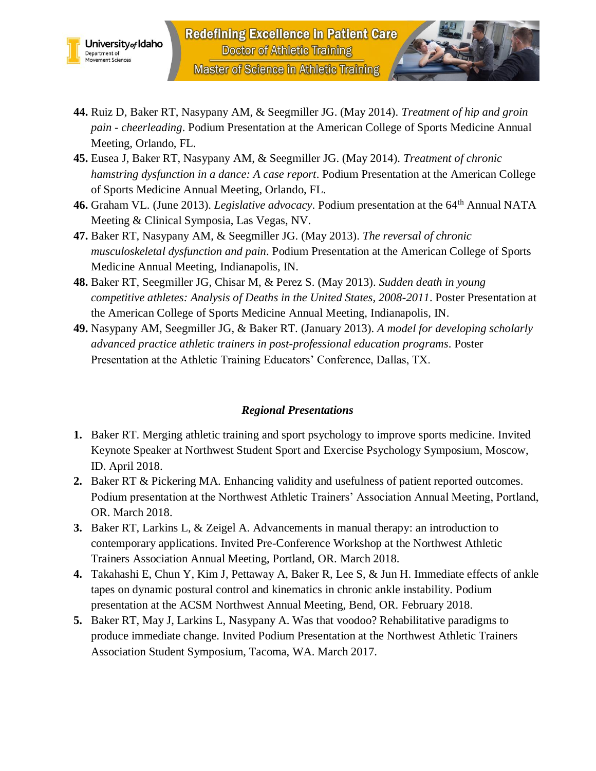44. Ruiz D, Baker RT, Nasypany AM, & Seegmiller JG. (May 2014). *Treatment of hip and groin pain - cheerleading*. Podium Presentation at the American College of Sports Medicine Annual Meeting, Orlando, FL.
45. Eusea J, Baker RT, Nasypany AM, & Seegmiller JG. (May 2014). *Treatment of chronic hamstring dysfunction in a dance: A case report*. Podium Presentation at the American College of Sports Medicine Annual Meeting, Orlando, FL.
46. Graham VL. (June 2013). *Legislative advocacy*. Podium presentation at the 64th Annual NATA Meeting & Clinical Symposia, Las Vegas, NV.
47. Baker RT, Nasypany AM, & Seegmiller JG. (May 2013). *The reversal of chronic musculoskeletal dysfunction and pain*. Podium Presentation at the American College of Sports Medicine Annual Meeting, Indianapolis, IN.
48. Baker RT, Seegmiller JG, Chisar M, & Perez S. (May 2013). *Sudden death in young competitive athletes: Analysis of Deaths in the United States, 2008-2011*. Poster Presentation at the American College of Sports Medicine Annual Meeting, Indianapolis, IN.
49. Nasypany AM, Seegmiller JG, & Baker RT. (January 2013). *A model for developing scholarly advanced practice athletic trainers in post-professional education programs*. Poster Presentation at the Athletic Training Educators' Conference, Dallas, TX.

### *Regional Presentations*

1. Baker RT. Merging athletic training and sport psychology to improve sports medicine. Invited Keynote Speaker at Northwest Student Sport and Exercise Psychology Symposium, Moscow, ID. April 2018.
2. Baker RT & Pickering MA. Enhancing validity and usefulness of patient reported outcomes. Podium presentation at the Northwest Athletic Trainers' Association Annual Meeting, Portland, OR. March 2018.
3. Baker RT, Larkins L, & Zeigel A. Advancements in manual therapy: an introduction to contemporary applications. Invited Pre-Conference Workshop at the Northwest Athletic Trainers Association Annual Meeting, Portland, OR. March 2018.
4. Takahashi E, Chun Y, Kim J, Pettaway A, Baker R, Lee S, & Jun H. Immediate effects of ankle tapes on dynamic postural control and kinematics in chronic ankle instability. Podium presentation at the ACSM Northwest Annual Meeting, Bend, OR. February 2018.
5. Baker RT, May J, Larkins L, Nasypany A. Was that voodoo? Rehabilitative paradigms to produce immediate change. Invited Podium Presentation at the Northwest Athletic Trainers Association Student Symposium, Tacoma, WA. March 2017.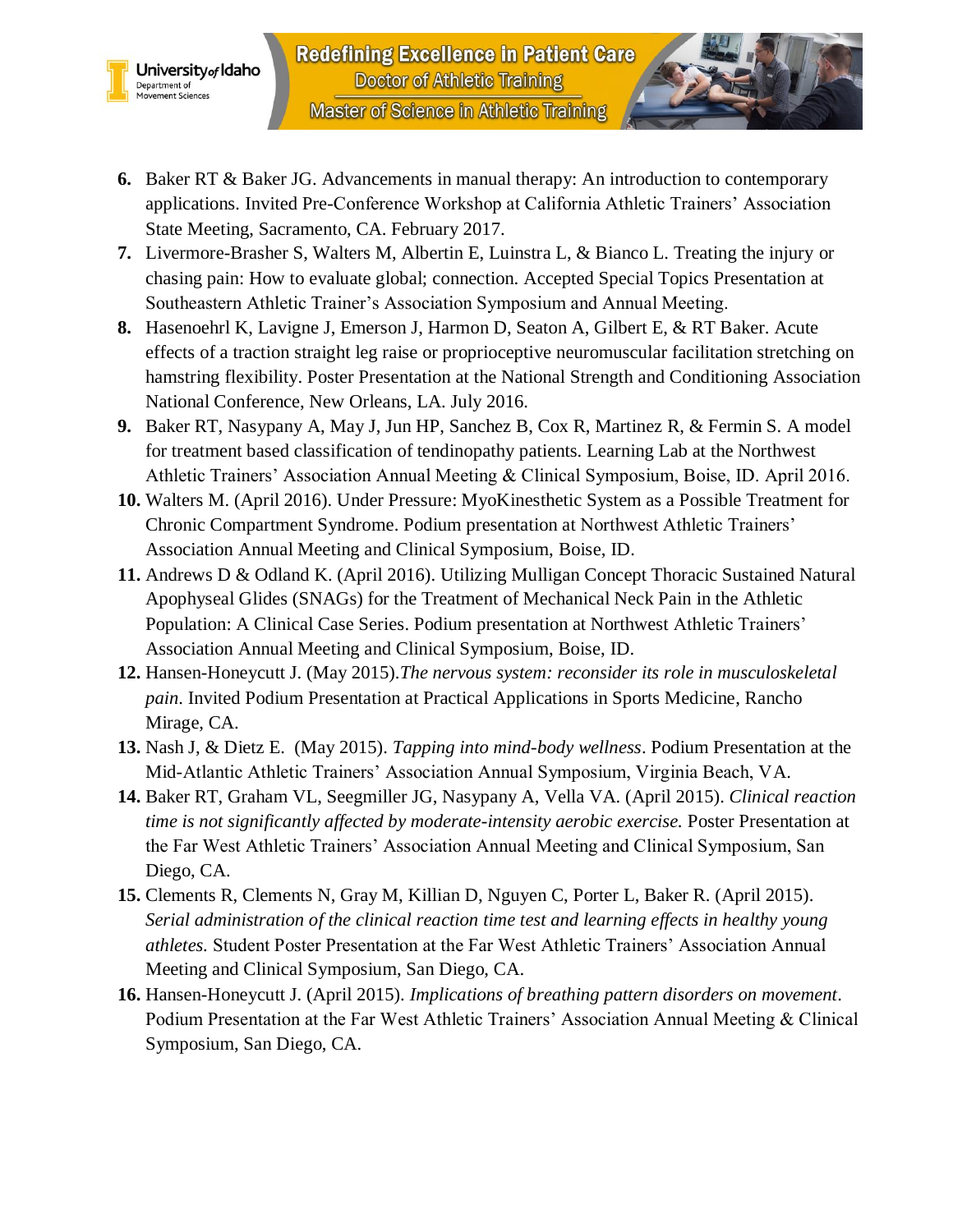6. Baker RT & Baker JG. Advancements in manual therapy: An introduction to contemporary applications. Invited Pre-Conference Workshop at California Athletic Trainers' Association State Meeting, Sacramento, CA. February 2017.
7. Livermore-Brasher S, Walters M, Albertin E, Luinstra L, & Bianco L. Treating the injury or chasing pain: How to evaluate global; connection. Accepted Special Topics Presentation at Southeastern Athletic Trainer's Association Symposium and Annual Meeting.
8. Hasenoehrl K, Lavigne J, Emerson J, Harmon D, Seaton A, Gilbert E, & RT Baker. Acute effects of a traction straight leg raise or proprioceptive neuromuscular facilitation stretching on hamstring flexibility. Poster Presentation at the National Strength and Conditioning Association National Conference, New Orleans, LA. July 2016.
9. Baker RT, Nasypany A, May J, Jun HP, Sanchez B, Cox R, Martinez R, & Fermin S. A model for treatment based classification of tendinopathy patients. Learning Lab at the Northwest Athletic Trainers' Association Annual Meeting & Clinical Symposium, Boise, ID. April 2016.
10. Walters M. (April 2016). Under Pressure: MyoKinesthetic System as a Possible Treatment for Chronic Compartment Syndrome. Podium presentation at Northwest Athletic Trainers' Association Annual Meeting and Clinical Symposium, Boise, ID.
11. Andrews D & Odland K. (April 2016). Utilizing Mulligan Concept Thoracic Sustained Natural Apophyseal Glides (SNAGs) for the Treatment of Mechanical Neck Pain in the Athletic Population: A Clinical Case Series. Podium presentation at Northwest Athletic Trainers' Association Annual Meeting and Clinical Symposium, Boise, ID.
12. Hansen-Honeycutt J. (May 2015).*The nervous system: reconsider its role in musculoskeletal pain*. Invited Podium Presentation at Practical Applications in Sports Medicine, Rancho Mirage, CA.
13. Nash J, & Dietz E. (May 2015). *Tapping into mind-body wellness*. Podium Presentation at the Mid-Atlantic Athletic Trainers' Association Annual Symposium, Virginia Beach, VA.
14. Baker RT, Graham VL, Seegmiller JG, Nasypany A, Vella VA. (April 2015). *Clinical reaction time is not significantly affected by moderate-intensity aerobic exercise.* Poster Presentation at the Far West Athletic Trainers' Association Annual Meeting and Clinical Symposium, San Diego, CA.
15. Clements R, Clements N, Gray M, Killian D, Nguyen C, Porter L, Baker R. (April 2015). *Serial administration of the clinical reaction time test and learning effects in healthy young athletes.* Student Poster Presentation at the Far West Athletic Trainers' Association Annual Meeting and Clinical Symposium, San Diego, CA.
16. Hansen-Honeycutt J. (April 2015). *Implications of breathing pattern disorders on movement*. Podium Presentation at the Far West Athletic Trainers' Association Annual Meeting & Clinical Symposium, San Diego, CA.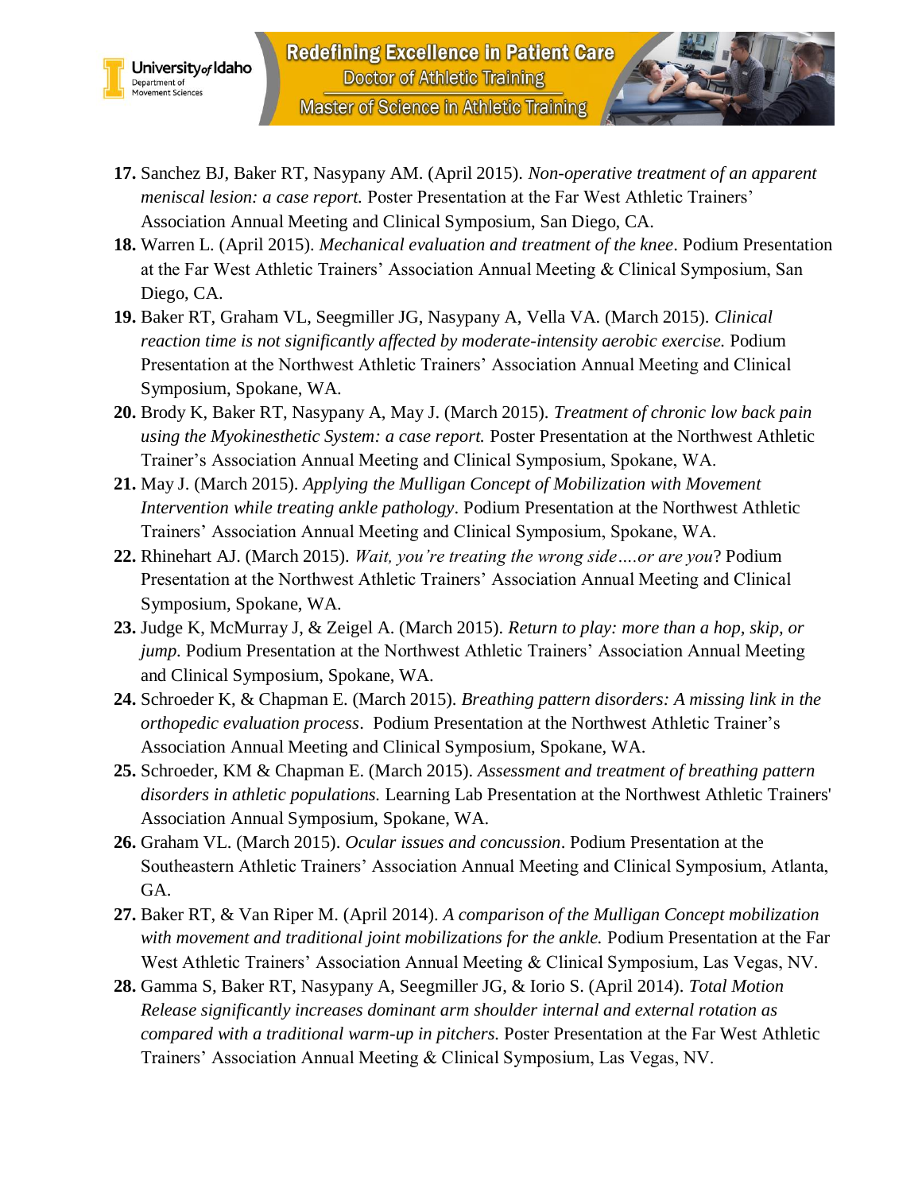17. Sanchez BJ, Baker RT, Nasypany AM. (April 2015). *Non-operative treatment of an apparent meniscal lesion: a case report.* Poster Presentation at the Far West Athletic Trainers' Association Annual Meeting and Clinical Symposium, San Diego, CA.
18. Warren L. (April 2015). *Mechanical evaluation and treatment of the knee*. Podium Presentation at the Far West Athletic Trainers' Association Annual Meeting & Clinical Symposium, San Diego, CA.
19. Baker RT, Graham VL, Seegmiller JG, Nasypany A, Vella VA. (March 2015). *Clinical reaction time is not significantly affected by moderate-intensity aerobic exercise.* Podium Presentation at the Northwest Athletic Trainers' Association Annual Meeting and Clinical Symposium, Spokane, WA.
20. Brody K, Baker RT, Nasypany A, May J. (March 2015). *Treatment of chronic low back pain using the Myokinesthetic System: a case report.* Poster Presentation at the Northwest Athletic Trainer's Association Annual Meeting and Clinical Symposium, Spokane, WA.
21. May J. (March 2015). *Applying the Mulligan Concept of Mobilization with Movement Intervention while treating ankle pathology*. Podium Presentation at the Northwest Athletic Trainers' Association Annual Meeting and Clinical Symposium, Spokane, WA.
22. Rhinehart AJ. (March 2015). *Wait, you're treating the wrong side….or are you*? Podium Presentation at the Northwest Athletic Trainers' Association Annual Meeting and Clinical Symposium, Spokane, WA.
23. Judge K, McMurray J, & Zeigel A. (March 2015). *Return to play: more than a hop, skip, or jump.* Podium Presentation at the Northwest Athletic Trainers' Association Annual Meeting and Clinical Symposium, Spokane, WA.
24. Schroeder K, & Chapman E. (March 2015). *Breathing pattern disorders: A missing link in the orthopedic evaluation process*. Podium Presentation at the Northwest Athletic Trainer's Association Annual Meeting and Clinical Symposium, Spokane, WA.
25. Schroeder, KM & Chapman E. (March 2015). *Assessment and treatment of breathing pattern disorders in athletic populations.* Learning Lab Presentation at the Northwest Athletic Trainers' Association Annual Symposium, Spokane, WA.
26. Graham VL. (March 2015). *Ocular issues and concussion*. Podium Presentation at the Southeastern Athletic Trainers' Association Annual Meeting and Clinical Symposium, Atlanta, GA.
27. Baker RT, & Van Riper M. (April 2014). *A comparison of the Mulligan Concept mobilization with movement and traditional joint mobilizations for the ankle.* Podium Presentation at the Far West Athletic Trainers' Association Annual Meeting & Clinical Symposium, Las Vegas, NV.
28. Gamma S, Baker RT, Nasypany A, Seegmiller JG, & Iorio S. (April 2014). *Total Motion Release significantly increases dominant arm shoulder internal and external rotation as compared with a traditional warm-up in pitchers.* Poster Presentation at the Far West Athletic Trainers' Association Annual Meeting & Clinical Symposium, Las Vegas, NV.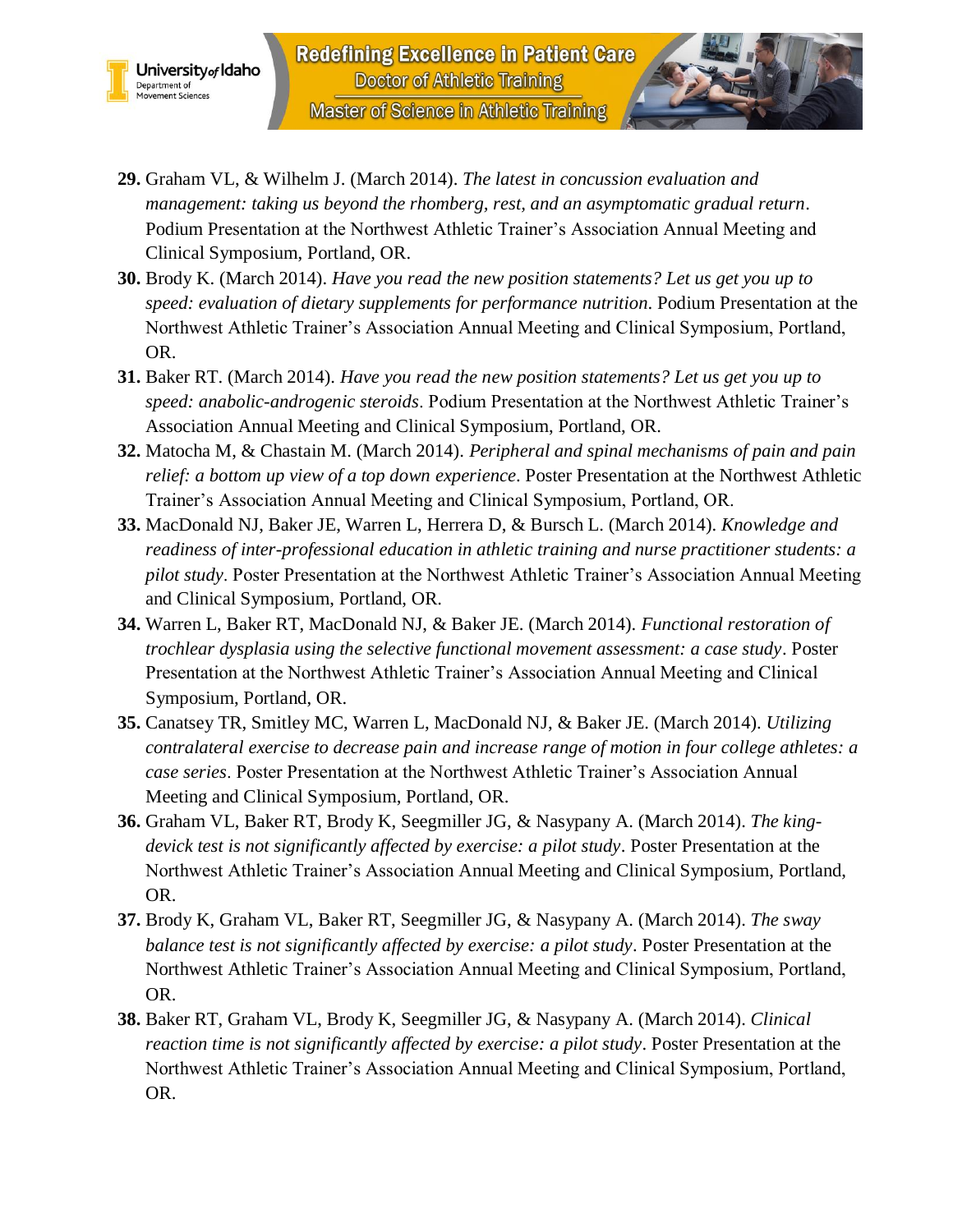**29.** Graham VL, & Wilhelm J. (March 2014). *The latest in concussion evaluation and management: taking us beyond the rhomberg, rest, and an asymptomatic gradual return*. Podium Presentation at the Northwest Athletic Trainer's Association Annual Meeting and Clinical Symposium, Portland, OR.

**30.** Brody K. (March 2014). *Have you read the new position statements? Let us get you up to speed: evaluation of dietary supplements for performance nutrition*. Podium Presentation at the Northwest Athletic Trainer's Association Annual Meeting and Clinical Symposium, Portland, OR.

**31.** Baker RT. (March 2014). *Have you read the new position statements? Let us get you up to speed: anabolic-androgenic steroids*. Podium Presentation at the Northwest Athletic Trainer's Association Annual Meeting and Clinical Symposium, Portland, OR.

**32.** Matocha M, & Chastain M. (March 2014). *Peripheral and spinal mechanisms of pain and pain relief: a bottom up view of a top down experience*. Poster Presentation at the Northwest Athletic Trainer's Association Annual Meeting and Clinical Symposium, Portland, OR.

**33.** MacDonald NJ, Baker JE, Warren L, Herrera D, & Bursch L. (March 2014). *Knowledge and readiness of inter-professional education in athletic training and nurse practitioner students: a pilot study*. Poster Presentation at the Northwest Athletic Trainer's Association Annual Meeting and Clinical Symposium, Portland, OR.

**34.** Warren L, Baker RT, MacDonald NJ, & Baker JE. (March 2014). *Functional restoration of trochlear dysplasia using the selective functional movement assessment: a case study*. Poster Presentation at the Northwest Athletic Trainer's Association Annual Meeting and Clinical Symposium, Portland, OR.

**35.** Canatsey TR, Smitley MC, Warren L, MacDonald NJ, & Baker JE. (March 2014). *Utilizing contralateral exercise to decrease pain and increase range of motion in four college athletes: a case series*. Poster Presentation at the Northwest Athletic Trainer's Association Annual Meeting and Clinical Symposium, Portland, OR.

**36.** Graham VL, Baker RT, Brody K, Seegmiller JG, & Nasypany A. (March 2014). *The king-devick test is not significantly affected by exercise: a pilot study*. Poster Presentation at the Northwest Athletic Trainer's Association Annual Meeting and Clinical Symposium, Portland, OR.

**37.** Brody K, Graham VL, Baker RT, Seegmiller JG, & Nasypany A. (March 2014). *The sway balance test is not significantly affected by exercise: a pilot study*. Poster Presentation at the Northwest Athletic Trainer's Association Annual Meeting and Clinical Symposium, Portland, OR.

**38.** Baker RT, Graham VL, Brody K, Seegmiller JG, & Nasypany A. (March 2014). *Clinical reaction time is not significantly affected by exercise: a pilot study*. Poster Presentation at the Northwest Athletic Trainer's Association Annual Meeting and Clinical Symposium, Portland, OR.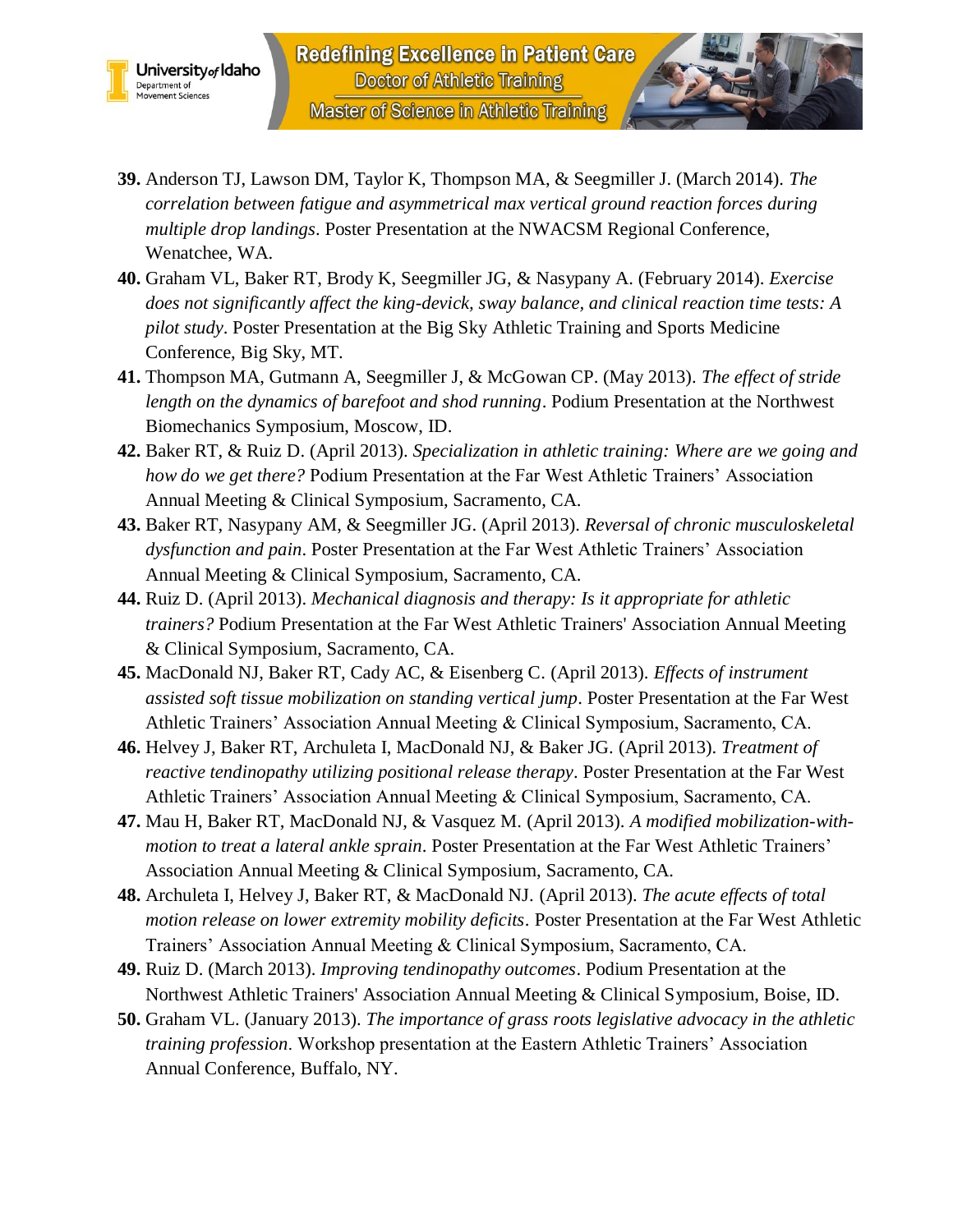39. Anderson TJ, Lawson DM, Taylor K, Thompson MA, & Seegmiller J. (March 2014). *The correlation between fatigue and asymmetrical max vertical ground reaction forces during multiple drop landings*. Poster Presentation at the NWACSM Regional Conference, Wenatchee, WA.
40. Graham VL, Baker RT, Brody K, Seegmiller JG, & Nasypany A. (February 2014). *Exercise does not significantly affect the king-devick, sway balance, and clinical reaction time tests: A pilot study*. Poster Presentation at the Big Sky Athletic Training and Sports Medicine Conference, Big Sky, MT.
41. Thompson MA, Gutmann A, Seegmiller J, & McGowan CP. (May 2013). *The effect of stride length on the dynamics of barefoot and shod running*. Podium Presentation at the Northwest Biomechanics Symposium, Moscow, ID.
42. Baker RT, & Ruiz D. (April 2013). *Specialization in athletic training: Where are we going and how do we get there?* Podium Presentation at the Far West Athletic Trainers' Association Annual Meeting & Clinical Symposium, Sacramento, CA.
43. Baker RT, Nasypany AM, & Seegmiller JG. (April 2013). *Reversal of chronic musculoskeletal dysfunction and pain*. Poster Presentation at the Far West Athletic Trainers' Association Annual Meeting & Clinical Symposium, Sacramento, CA.
44. Ruiz D. (April 2013). *Mechanical diagnosis and therapy: Is it appropriate for athletic trainers?* Podium Presentation at the Far West Athletic Trainers' Association Annual Meeting & Clinical Symposium, Sacramento, CA.
45. MacDonald NJ, Baker RT, Cady AC, & Eisenberg C. (April 2013). *Effects of instrument assisted soft tissue mobilization on standing vertical jump*. Poster Presentation at the Far West Athletic Trainers' Association Annual Meeting & Clinical Symposium, Sacramento, CA.
46. Helvey J, Baker RT, Archuleta I, MacDonald NJ, & Baker JG. (April 2013). *Treatment of reactive tendinopathy utilizing positional release therapy*. Poster Presentation at the Far West Athletic Trainers' Association Annual Meeting & Clinical Symposium, Sacramento, CA.
47. Mau H, Baker RT, MacDonald NJ, & Vasquez M. (April 2013). *A modified mobilization-with-motion to treat a lateral ankle sprain*. Poster Presentation at the Far West Athletic Trainers' Association Annual Meeting & Clinical Symposium, Sacramento, CA.
48. Archuleta I, Helvey J, Baker RT, & MacDonald NJ. (April 2013). *The acute effects of total motion release on lower extremity mobility deficits*. Poster Presentation at the Far West Athletic Trainers' Association Annual Meeting & Clinical Symposium, Sacramento, CA.
49. Ruiz D. (March 2013). *Improving tendinopathy outcomes*. Podium Presentation at the Northwest Athletic Trainers' Association Annual Meeting & Clinical Symposium, Boise, ID.
50. Graham VL. (January 2013). *The importance of grass roots legislative advocacy in the athletic training profession*. Workshop presentation at the Eastern Athletic Trainers' Association Annual Conference, Buffalo, NY.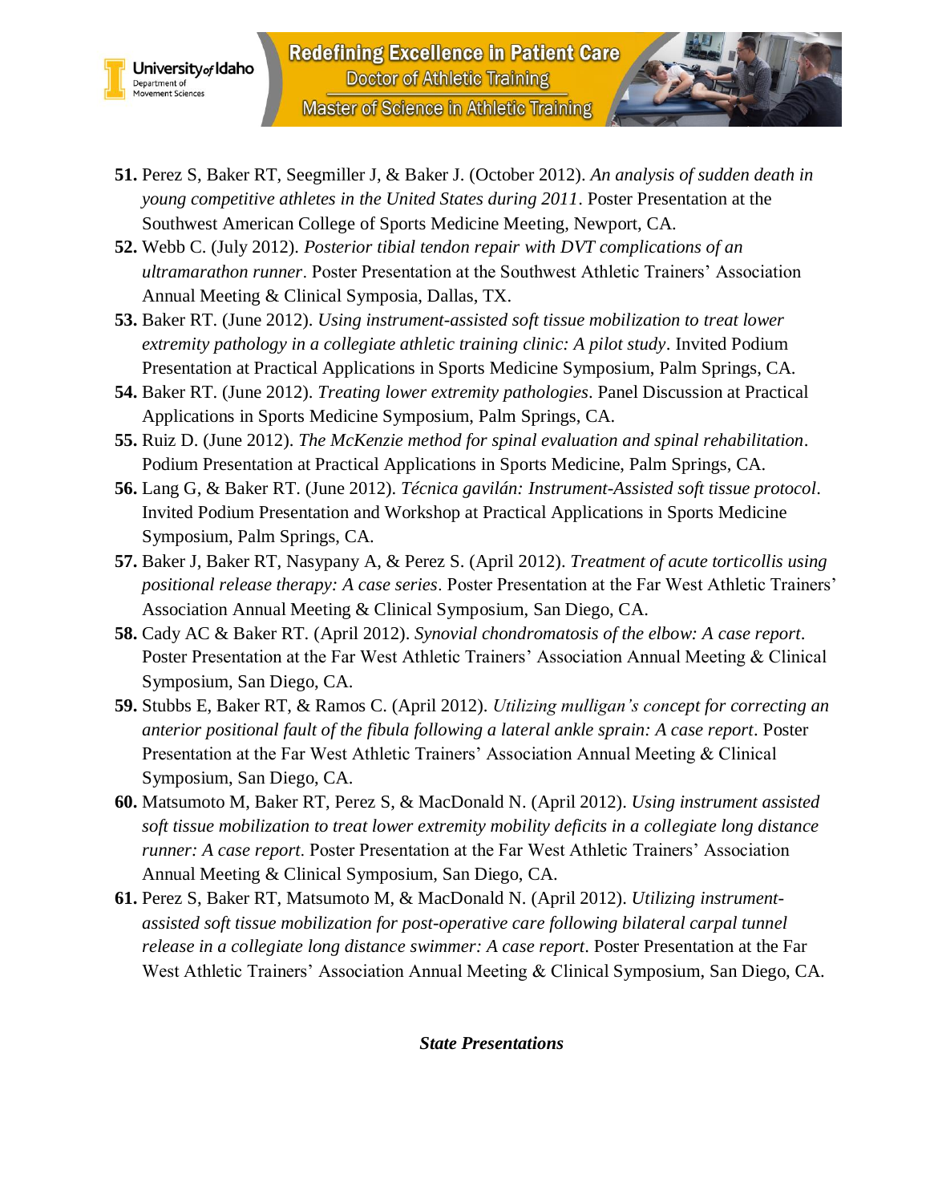51. **51.** Perez S, Baker RT, Seegmiller J, & Baker J. (October 2012). *An analysis of sudden death in young competitive athletes in the United States during 2011*. Poster Presentation at the Southwest American College of Sports Medicine Meeting, Newport, CA.
52. **52.** Webb C. (July 2012). *Posterior tibial tendon repair with DVT complications of an ultramarathon runner*. Poster Presentation at the Southwest Athletic Trainers' Association Annual Meeting & Clinical Symposia, Dallas, TX.
53. **53.** Baker RT. (June 2012). *Using instrument-assisted soft tissue mobilization to treat lower extremity pathology in a collegiate athletic training clinic: A pilot study*. Invited Podium Presentation at Practical Applications in Sports Medicine Symposium, Palm Springs, CA.
54. **54.** Baker RT. (June 2012). *Treating lower extremity pathologies*. Panel Discussion at Practical Applications in Sports Medicine Symposium, Palm Springs, CA.
55. **55.** Ruiz D. (June 2012). *The McKenzie method for spinal evaluation and spinal rehabilitation*. Podium Presentation at Practical Applications in Sports Medicine, Palm Springs, CA.
56. **56.** Lang G, & Baker RT. (June 2012). *Técnica gavilán: Instrument-Assisted soft tissue protocol*. Invited Podium Presentation and Workshop at Practical Applications in Sports Medicine Symposium, Palm Springs, CA.
57. **57.** Baker J, Baker RT, Nasypany A, & Perez S. (April 2012). *Treatment of acute torticollis using positional release therapy: A case series*. Poster Presentation at the Far West Athletic Trainers' Association Annual Meeting & Clinical Symposium, San Diego, CA.
58. **58.** Cady AC & Baker RT. (April 2012). *Synovial chondromatosis of the elbow: A case report*. Poster Presentation at the Far West Athletic Trainers' Association Annual Meeting & Clinical Symposium, San Diego, CA.
59. **59.** Stubbs E, Baker RT, & Ramos C. (April 2012). *Utilizing mulligan's concept for correcting an anterior positional fault of the fibula following a lateral ankle sprain: A case report*. Poster Presentation at the Far West Athletic Trainers' Association Annual Meeting & Clinical Symposium, San Diego, CA.
60. **60.** Matsumoto M, Baker RT, Perez S, & MacDonald N. (April 2012). *Using instrument assisted soft tissue mobilization to treat lower extremity mobility deficits in a collegiate long distance runner: A case report*. Poster Presentation at the Far West Athletic Trainers' Association Annual Meeting & Clinical Symposium, San Diego, CA.
61. **61.** Perez S, Baker RT, Matsumoto M, & MacDonald N. (April 2012). *Utilizing instrument-assisted soft tissue mobilization for post-operative care following bilateral carpal tunnel release in a collegiate long distance swimmer: A case report*. Poster Presentation at the Far West Athletic Trainers' Association Annual Meeting & Clinical Symposium, San Diego, CA.

***State Presentations***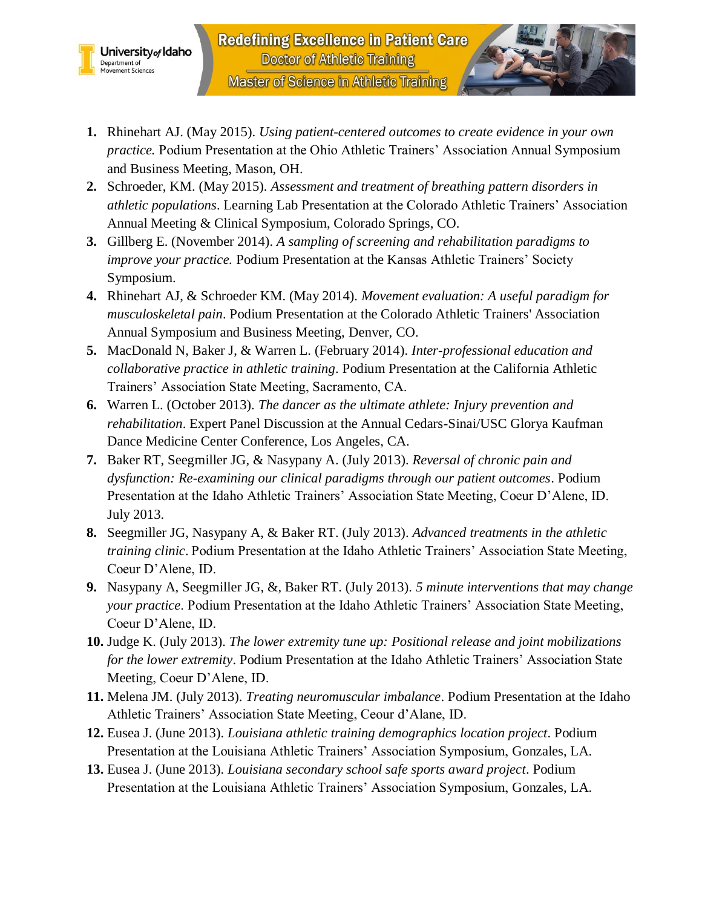1. Rhinehart AJ. (May 2015). *Using patient-centered outcomes to create evidence in your own practice.* Podium Presentation at the Ohio Athletic Trainers' Association Annual Symposium and Business Meeting, Mason, OH.
2. Schroeder, KM. (May 2015). *Assessment and treatment of breathing pattern disorders in athletic populations*. Learning Lab Presentation at the Colorado Athletic Trainers' Association Annual Meeting & Clinical Symposium, Colorado Springs, CO.
3. Gillberg E. (November 2014). *A sampling of screening and rehabilitation paradigms to improve your practice.* Podium Presentation at the Kansas Athletic Trainers' Society Symposium.
4. Rhinehart AJ, & Schroeder KM. (May 2014). *Movement evaluation: A useful paradigm for musculoskeletal pain*. Podium Presentation at the Colorado Athletic Trainers' Association Annual Symposium and Business Meeting, Denver, CO.
5. MacDonald N, Baker J, & Warren L. (February 2014). *Inter-professional education and collaborative practice in athletic training*. Podium Presentation at the California Athletic Trainers' Association State Meeting, Sacramento, CA.
6. Warren L. (October 2013). *The dancer as the ultimate athlete: Injury prevention and rehabilitation*. Expert Panel Discussion at the Annual Cedars-Sinai/USC Glorya Kaufman Dance Medicine Center Conference, Los Angeles, CA.
7. Baker RT, Seegmiller JG, & Nasypany A. (July 2013). *Reversal of chronic pain and dysfunction: Re-examining our clinical paradigms through our patient outcomes*. Podium Presentation at the Idaho Athletic Trainers' Association State Meeting, Coeur D'Alene, ID. July 2013.
8. Seegmiller JG, Nasypany A, & Baker RT. (July 2013). *Advanced treatments in the athletic training clinic*. Podium Presentation at the Idaho Athletic Trainers' Association State Meeting, Coeur D'Alene, ID.
9. Nasypany A, Seegmiller JG, &, Baker RT. (July 2013). *5 minute interventions that may change your practice*. Podium Presentation at the Idaho Athletic Trainers' Association State Meeting, Coeur D'Alene, ID.
10. Judge K. (July 2013). *The lower extremity tune up: Positional release and joint mobilizations for the lower extremity*. Podium Presentation at the Idaho Athletic Trainers' Association State Meeting, Coeur D'Alene, ID.
11. Melena JM. (July 2013). *Treating neuromuscular imbalance*. Podium Presentation at the Idaho Athletic Trainers' Association State Meeting, Ceour d'Alane, ID.
12. Eusea J. (June 2013). *Louisiana athletic training demographics location project*. Podium Presentation at the Louisiana Athletic Trainers' Association Symposium, Gonzales, LA.
13. Eusea J. (June 2013). *Louisiana secondary school safe sports award project*. Podium Presentation at the Louisiana Athletic Trainers' Association Symposium, Gonzales, LA.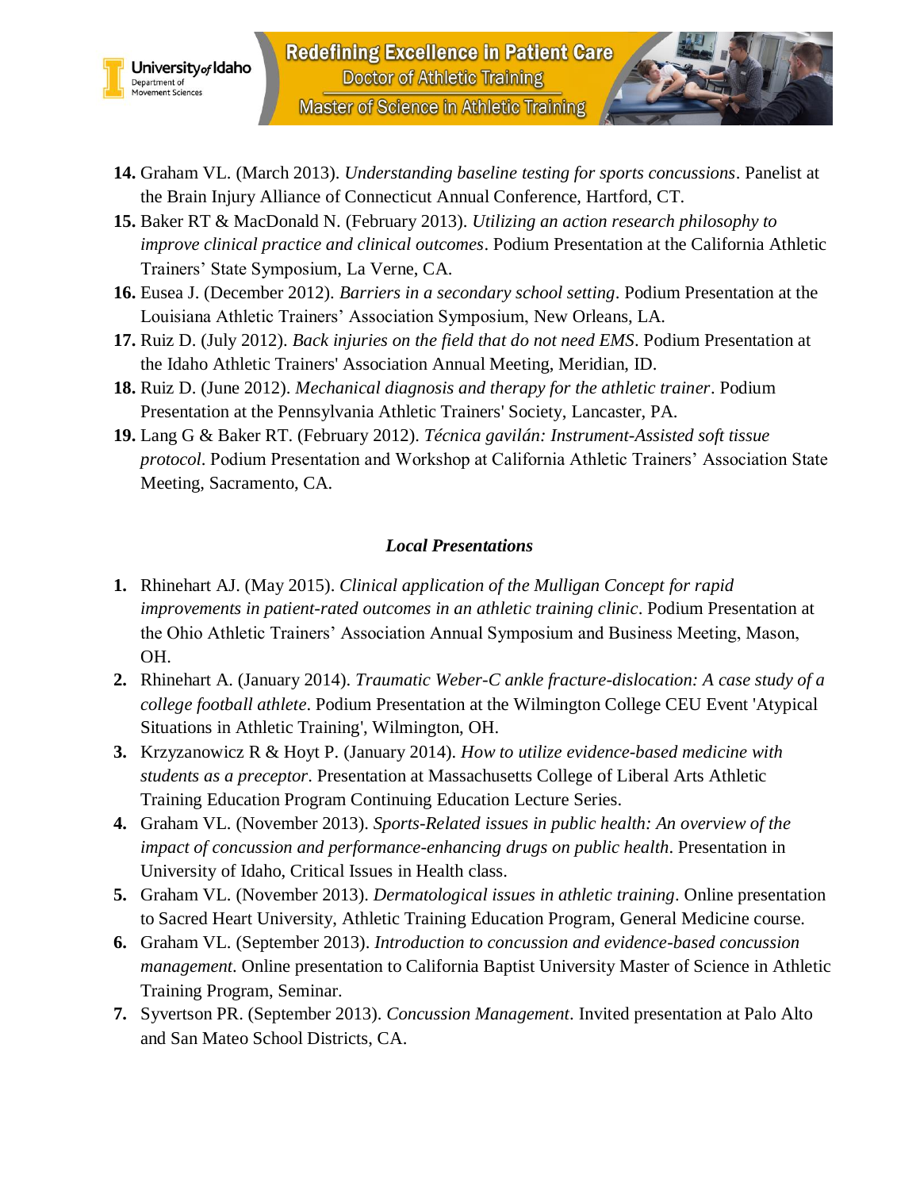14. Graham VL. (March 2013). *Understanding baseline testing for sports concussions*. Panelist at the Brain Injury Alliance of Connecticut Annual Conference, Hartford, CT.
15. Baker RT & MacDonald N. (February 2013). *Utilizing an action research philosophy to improve clinical practice and clinical outcomes*. Podium Presentation at the California Athletic Trainers' State Symposium, La Verne, CA.
16. Eusea J. (December 2012). *Barriers in a secondary school setting*. Podium Presentation at the Louisiana Athletic Trainers' Association Symposium, New Orleans, LA.
17. Ruiz D. (July 2012). *Back injuries on the field that do not need EMS*. Podium Presentation at the Idaho Athletic Trainers' Association Annual Meeting, Meridian, ID.
18. Ruiz D. (June 2012). *Mechanical diagnosis and therapy for the athletic trainer*. Podium Presentation at the Pennsylvania Athletic Trainers' Society, Lancaster, PA.
19. Lang G & Baker RT. (February 2012). *Técnica gavilán: Instrument-Assisted soft tissue protocol*. Podium Presentation and Workshop at California Athletic Trainers' Association State Meeting, Sacramento, CA.

### *Local Presentations*

1. Rhinehart AJ. (May 2015). *Clinical application of the Mulligan Concept for rapid improvements in patient-rated outcomes in an athletic training clinic*. Podium Presentation at the Ohio Athletic Trainers' Association Annual Symposium and Business Meeting, Mason, OH.
2. Rhinehart A. (January 2014). *Traumatic Weber-C ankle fracture-dislocation: A case study of a college football athlete*. Podium Presentation at the Wilmington College CEU Event 'Atypical Situations in Athletic Training', Wilmington, OH.
3. Krzyzanowicz R & Hoyt P. (January 2014). *How to utilize evidence-based medicine with students as a preceptor*. Presentation at Massachusetts College of Liberal Arts Athletic Training Education Program Continuing Education Lecture Series.
4. Graham VL. (November 2013). *Sports-Related issues in public health: An overview of the impact of concussion and performance-enhancing drugs on public health*. Presentation in University of Idaho, Critical Issues in Health class.
5. Graham VL. (November 2013). *Dermatological issues in athletic training*. Online presentation to Sacred Heart University, Athletic Training Education Program, General Medicine course.
6. Graham VL. (September 2013). *Introduction to concussion and evidence-based concussion management*. Online presentation to California Baptist University Master of Science in Athletic Training Program, Seminar.
7. Syvertson PR. (September 2013). *Concussion Management*. Invited presentation at Palo Alto and San Mateo School Districts, CA.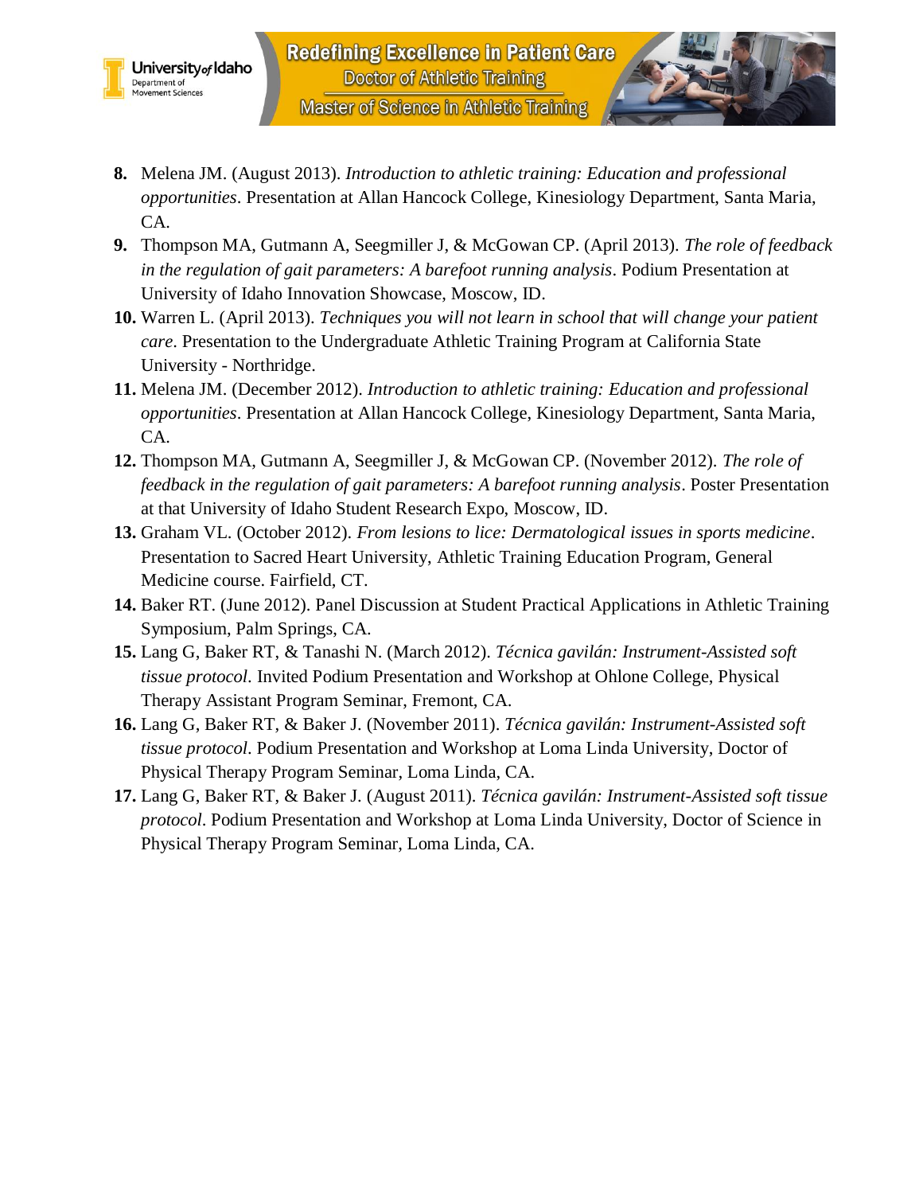8. Melena JM. (August 2013). *Introduction to athletic training: Education and professional opportunities*. Presentation at Allan Hancock College, Kinesiology Department, Santa Maria, CA.
9. Thompson MA, Gutmann A, Seegmiller J, & McGowan CP. (April 2013). *The role of feedback in the regulation of gait parameters: A barefoot running analysis*. Podium Presentation at University of Idaho Innovation Showcase, Moscow, ID.
10. Warren L. (April 2013). *Techniques you will not learn in school that will change your patient care*. Presentation to the Undergraduate Athletic Training Program at California State University - Northridge.
11. Melena JM. (December 2012). *Introduction to athletic training: Education and professional opportunities*. Presentation at Allan Hancock College, Kinesiology Department, Santa Maria, CA.
12. Thompson MA, Gutmann A, Seegmiller J, & McGowan CP. (November 2012). *The role of feedback in the regulation of gait parameters: A barefoot running analysis*. Poster Presentation at that University of Idaho Student Research Expo, Moscow, ID.
13. Graham VL. (October 2012). *From lesions to lice: Dermatological issues in sports medicine*. Presentation to Sacred Heart University, Athletic Training Education Program, General Medicine course. Fairfield, CT.
14. Baker RT. (June 2012). Panel Discussion at Student Practical Applications in Athletic Training Symposium, Palm Springs, CA.
15. Lang G, Baker RT, & Tanashi N. (March 2012). *Técnica gavilán: Instrument-Assisted soft tissue protocol*. Invited Podium Presentation and Workshop at Ohlone College, Physical Therapy Assistant Program Seminar, Fremont, CA.
16. Lang G, Baker RT, & Baker J. (November 2011). *Técnica gavilán: Instrument-Assisted soft tissue protocol*. Podium Presentation and Workshop at Loma Linda University, Doctor of Physical Therapy Program Seminar, Loma Linda, CA.
17. Lang G, Baker RT, & Baker J. (August 2011). *Técnica gavilán: Instrument-Assisted soft tissue protocol*. Podium Presentation and Workshop at Loma Linda University, Doctor of Science in Physical Therapy Program Seminar, Loma Linda, CA.